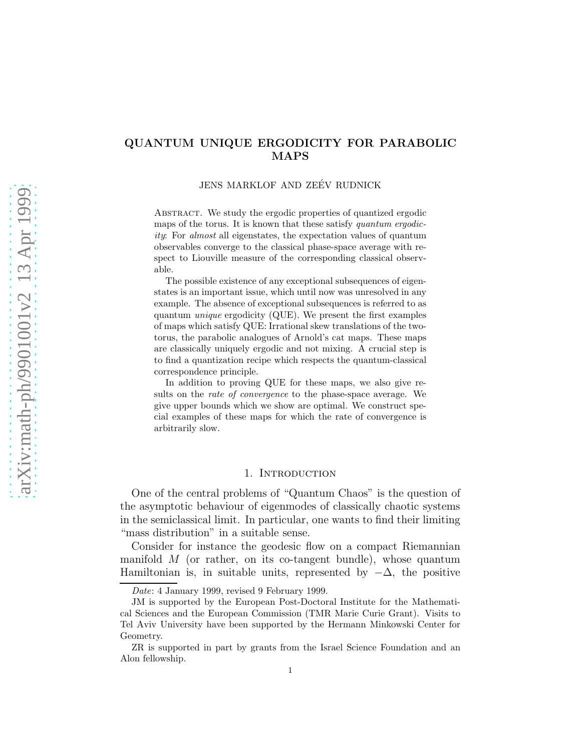# QUANTUM UNIQUE ERGODICITY FOR PARABOLIC MAPS

JENS MARKLOF AND ZEÉV RUDNICK

Abstract. We study the ergodic properties of quantized ergodic maps of the torus. It is known that these satisfy *quantum ergodicity*: For *almost* all eigenstates, the expectation values of quantum observables converge to the classical phase-space average with respect to Liouville measure of the corresponding classical observable.

The possible existence of any exceptional subsequences of eigenstates is an important issue, which until now was unresolved in any example. The absence of exceptional subsequences is referred to as quantum *unique* ergodicity (QUE). We present the first examples of maps which satisfy QUE: Irrational skew translations of the two-torus, the parabolic analogues of Arnold's cat maps. These maps are classically uniquely ergodic and not mixing. A crucial step is to find a quantization recipe which respects the quantum-classical correspondence principle.

In addition to proving QUE for these maps, we also give results on the *rate of convergence* to the phase-space average. We give upper bounds which we show are optimal. We construct special examples of these maps for which the rate of convergence is arbitrarily slow.

## 1. Introduction

One of the central problems of "Quantum Chaos" is the question of the asymptotic behaviour of eigenmodes of classically chaotic systems in the semiclassical limit. In particular, one wants to find their limiting "mass distribution" in a suitable sense.

Consider for instance the geodesic flow on a compact Riemannian manifold $M$ (or rather, on its co-tangent bundle), whose quantum Hamiltonian is, in suitable units, represented by $-\Delta$, the positive

*Date*: 4 January 1999, revised 9 February 1999.

JM is supported by the European Post-Doctoral Institute for the Mathematical Sciences and the European Commission (TMR Marie Curie Grant). Visits to Tel Aviv University have been supported by the Hermann Minkowski Center for Geometry.

ZR is supported in part by grants from the Israel Science Foundation and an Alon fellowship.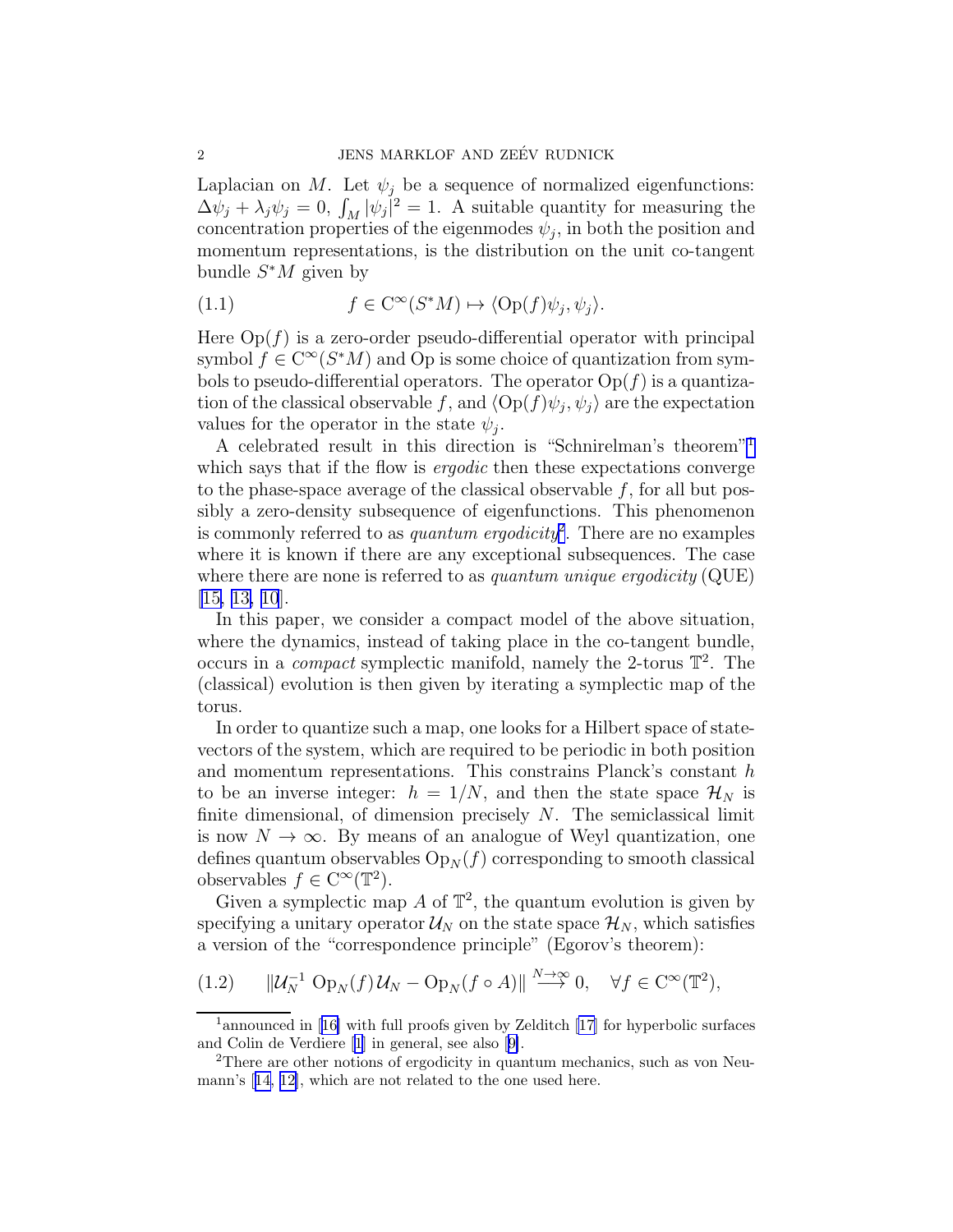Laplacian on $M$. Let $\psi_j$ be a sequence of normalized eigenfunctions: $\Delta\psi_j + \lambda_j\psi_j = 0$, $\int_M |\psi_j|^2 = 1$. A suitable quantity for measuring the concentration properties of the eigenmodes $\psi_j$, in both the position and momentum representations, is the distribution on the unit co-tangent bundle $S^*M$ given by

$$f \in \mathrm{C}^\infty(S^*M) \mapsto \langle \mathrm{Op}(f)\psi_j, \psi_j\rangle. \tag{1.1}$$

Here $\mathrm{Op}(f)$ is a zero-order pseudo-differential operator with principal symbol $f \in \mathrm{C}^\infty(S^*M)$ and Op is some choice of quantization from symbols to pseudo-differential operators. The operator $\mathrm{Op}(f)$ is a quantization of the classical observable $f$, and $\langle \mathrm{Op}(f)\psi_j, \psi_j\rangle$ are the expectation values for the operator in the state $\psi_j$.

A celebrated result in this direction is "Schnirelman's theorem"[1] which says that if the flow is *ergodic* then these expectations converge to the phase-space average of the classical observable $f$, for all but possibly a zero-density subsequence of eigenfunctions. This phenomenon is commonly referred to as *quantum ergodicity*[2]. There are no examples where it is known if there are any exceptional subsequences. The case where there are none is referred to as *quantum unique ergodicity* (QUE) [15, 13, 10].

In this paper, we consider a compact model of the above situation, where the dynamics, instead of taking place in the co-tangent bundle, occurs in a *compact* symplectic manifold, namely the 2-torus $\mathbb{T}^2$. The (classical) evolution is then given by iterating a symplectic map of the torus.

In order to quantize such a map, one looks for a Hilbert space of state-vectors of the system, which are required to be periodic in both position and momentum representations. This constrains Planck's constant $h$ to be an inverse integer: $h = 1/N$, and then the state space $\mathcal{H}_N$ is finite dimensional, of dimension precisely $N$. The semiclassical limit is now $N \to \infty$. By means of an analogue of Weyl quantization, one defines quantum observables $\mathrm{Op}_N(f)$ corresponding to smooth classical observables $f \in \mathrm{C}^\infty(\mathbb{T}^2)$.

Given a symplectic map $A$ of $\mathbb{T}^2$, the quantum evolution is given by specifying a unitary operator $\mathcal{U}_N$ on the state space $\mathcal{H}_N$, which satisfies a version of the "correspondence principle" (Egorov's theorem):

$$\|\mathcal{U}_N^{-1}\,\mathrm{Op}_N(f)\,\mathcal{U}_N - \mathrm{Op}_N(f\circ A)\| \overset{N\to\infty}{\longrightarrow} 0, \quad \forall f \in \mathrm{C}^\infty(\mathbb{T}^2), \tag{1.2}$$

---

[1] announced in [16] with full proofs given by Zelditch [17] for hyperbolic surfaces and Colin de Verdiere [1] in general, see also [9].

[2] There are other notions of ergodicity in quantum mechanics, such as von Neumann's [14, 12], which are not related to the one used here.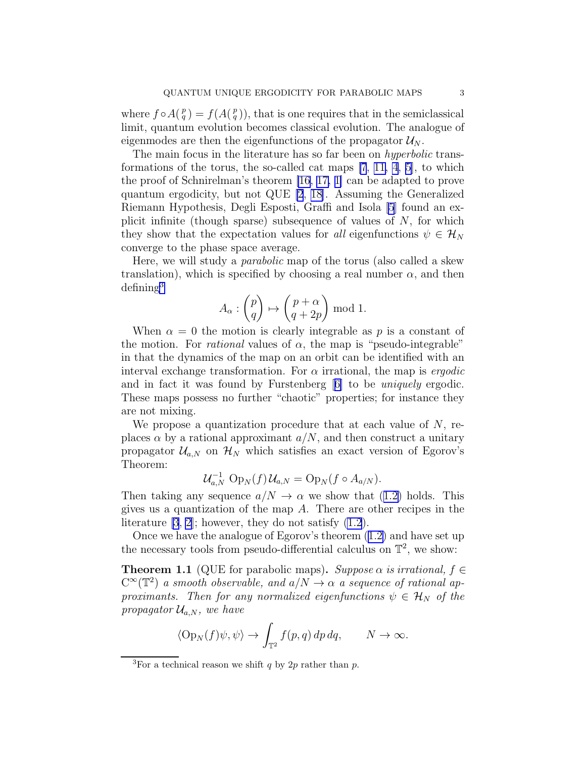where $f \circ A\binom{p}{q} = f(A\binom{p}{q})$, that is one requires that in the semiclassical limit, quantum evolution becomes classical evolution. The analogue of eigenmodes are then the eigenfunctions of the propagator $\mathcal{U}_N$.

The main focus in the literature has so far been on *hyperbolic* transformations of the torus, the so-called cat maps [7, 11, 4, 5], to which the proof of Schnirelman's theorem [16, 17, 1] can be adapted to prove quantum ergodicity, but not QUE [2, 18]. Assuming the Generalized Riemann Hypothesis, Degli Esposti, Graffi and Isola [5] found an explicit infinite (though sparse) subsequence of values of $N$, for which they show that the expectation values for *all* eigenfunctions $\psi \in \mathcal{H}_N$ converge to the phase space average.

Here, we will study a *parabolic* map of the torus (also called a skew translation), which is specified by choosing a real number $\alpha$, and then defining[3]

$$A_\alpha : \begin{pmatrix} p \\ q \end{pmatrix} \mapsto \begin{pmatrix} p+\alpha \\ q+2p \end{pmatrix} \bmod 1.$$

When $\alpha = 0$ the motion is clearly integrable as $p$ is a constant of the motion. For *rational* values of $\alpha$, the map is "pseudo-integrable" in that the dynamics of the map on an orbit can be identified with an interval exchange transformation. For $\alpha$ irrational, the map is *ergodic* and in fact it was found by Furstenberg [6] to be *uniquely* ergodic. These maps possess no further "chaotic" properties; for instance they are not mixing.

We propose a quantization procedure that at each value of $N$, replaces $\alpha$ by a rational approximant $a/N$, and then construct a unitary propagator $\mathcal{U}_{a,N}$ on $\mathcal{H}_N$ which satisfies an exact version of Egorov's Theorem:

$$\mathcal{U}_{a,N}^{-1} \operatorname{Op}_N(f) \mathcal{U}_{a,N} = \operatorname{Op}_N(f \circ A_{a/N}).$$

Then taking any sequence $a/N \to \alpha$ we show that (1.2) holds. This gives us a quantization of the map $A$. There are other recipes in the literature [3, 2]; however, they do not satisfy (1.2).

Once we have the analogue of Egorov's theorem (1.2) and have set up the necessary tools from pseudo-differential calculus on $\mathbb{T}^2$, we show:

**Theorem 1.1** (QUE for parabolic maps)**.** *Suppose $\alpha$ is irrational, $f \in C^\infty(\mathbb{T}^2)$ a smooth observable, and $a/N \to \alpha$ a sequence of rational approximants. Then for any normalized eigenfunctions $\psi \in \mathcal{H}_N$ of the propagator $\mathcal{U}_{a,N}$, we have*

$$\langle \operatorname{Op}_N(f)\psi, \psi\rangle \to \int_{\mathbb{T}^2} f(p,q)\, dp\, dq, \qquad N \to \infty.$$

---

[3] For a technical reason we shift $q$ by $2p$ rather than $p$.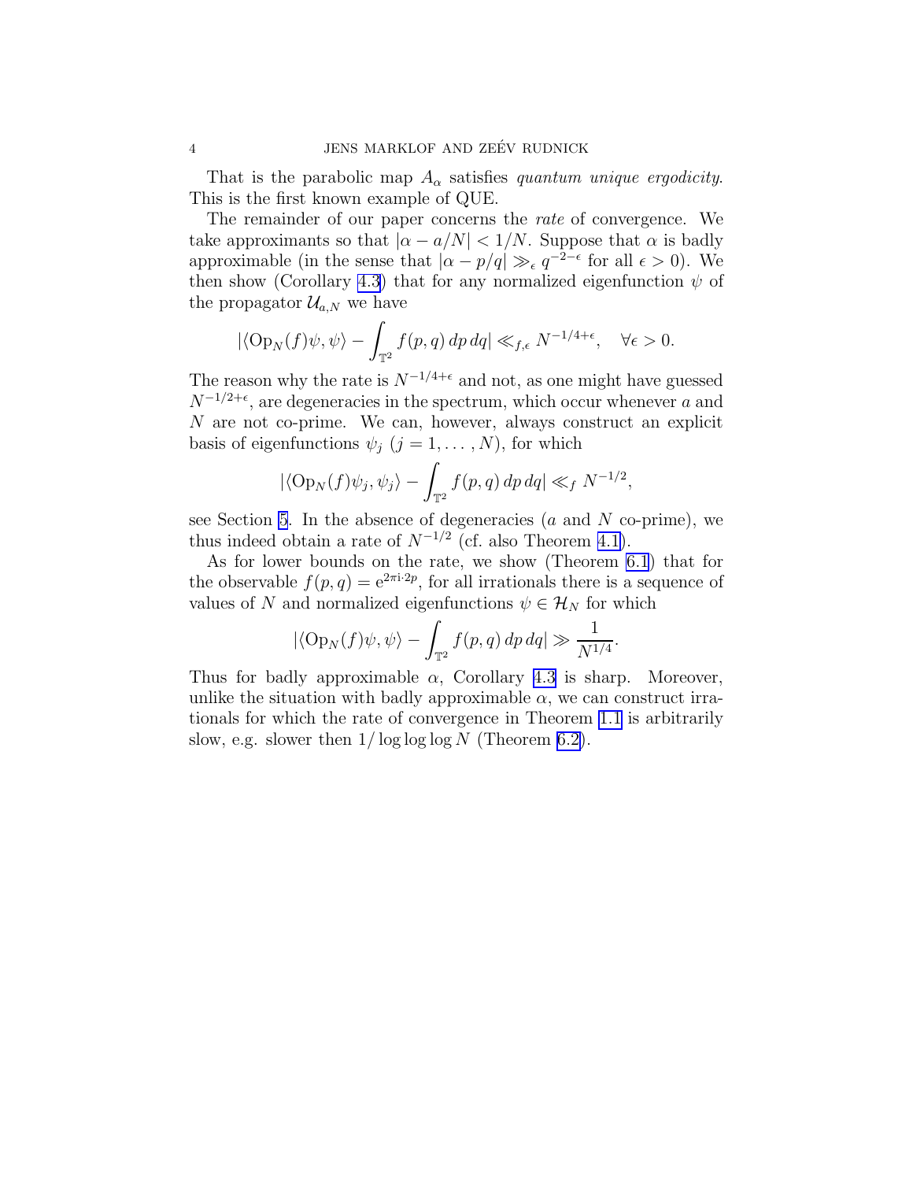That is the parabolic map $A_\alpha$ satisfies *quantum unique ergodicity*. This is the first known example of QUE.

The remainder of our paper concerns the *rate* of convergence. We take approximants so that $|\alpha - a/N| < 1/N$. Suppose that $\alpha$ is badly approximable (in the sense that $|\alpha - p/q| \gg_\epsilon q^{-2-\epsilon}$ for all $\epsilon > 0$). We then show (Corollary 4.3) that for any normalized eigenfunction $\psi$ of the propagator $\mathcal{U}_{a,N}$ we have

$$|\langle \mathrm{Op}_N(f)\psi, \psi\rangle - \int_{\mathbb{T}^2} f(p,q)\, dp\, dq| \ll_{f,\epsilon} N^{-1/4+\epsilon}, \quad \forall \epsilon > 0.$$

The reason why the rate is $N^{-1/4+\epsilon}$ and not, as one might have guessed $N^{-1/2+\epsilon}$, are degeneracies in the spectrum, which occur whenever $a$ and $N$ are not co-prime. We can, however, always construct an explicit basis of eigenfunctions $\psi_j$ ($j = 1, \dots, N$), for which

$$|\langle \mathrm{Op}_N(f)\psi_j, \psi_j\rangle - \int_{\mathbb{T}^2} f(p,q)\, dp\, dq| \ll_f N^{-1/2},$$

see Section 5. In the absence of degeneracies ($a$ and $N$ co-prime), we thus indeed obtain a rate of $N^{-1/2}$ (cf. also Theorem 4.1).

As for lower bounds on the rate, we show (Theorem 6.1) that for the observable $f(p,q) = \mathrm{e}^{2\pi \mathrm{i} \cdot 2p}$, for all irrationals there is a sequence of values of $N$ and normalized eigenfunctions $\psi \in \mathcal{H}_N$ for which

$$|\langle \mathrm{Op}_N(f)\psi, \psi\rangle - \int_{\mathbb{T}^2} f(p,q)\, dp\, dq| \gg \frac{1}{N^{1/4}}.$$

Thus for badly approximable $\alpha$, Corollary 4.3 is sharp. Moreover, unlike the situation with badly approximable $\alpha$, we can construct irrationals for which the rate of convergence in Theorem 1.1 is arbitrarily slow, e.g. slower then $1/\log\log\log N$ (Theorem 6.2).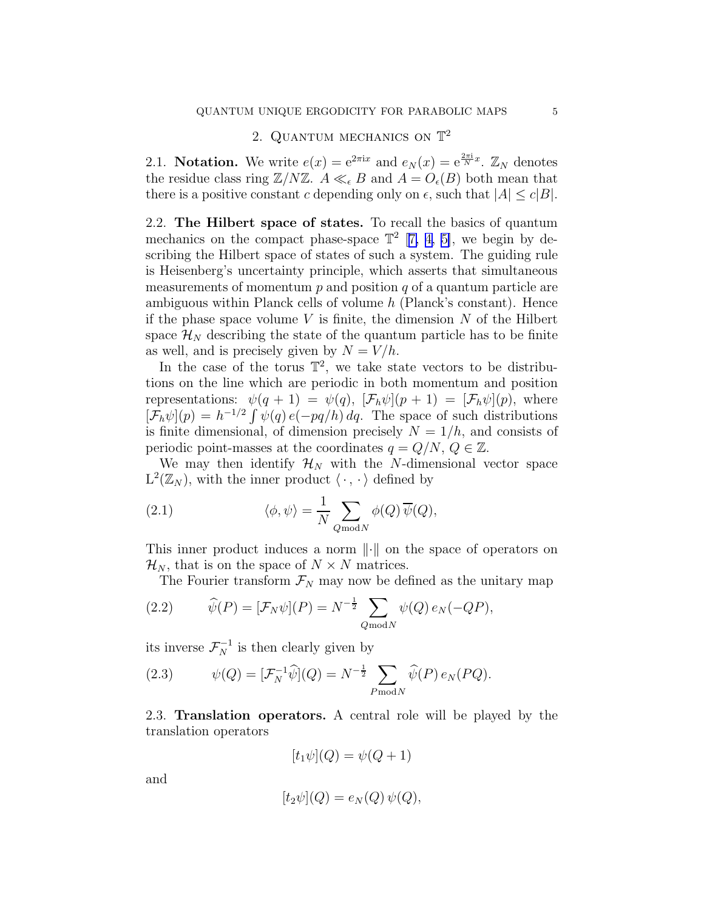## 2. Quantum mechanics on $\mathbb{T}^2$

2.1. **Notation.** We write $e(x) = \mathrm{e}^{2\pi \mathrm{i} x}$ and $e_N(x) = \mathrm{e}^{\frac{2\pi \mathrm{i}}{N} x}$. $\mathbb{Z}_N$ denotes the residue class ring $\mathbb{Z}/N\mathbb{Z}$. $A \ll_\epsilon B$ and $A = O_\epsilon(B)$ both mean that there is a positive constant $c$ depending only on $\epsilon$, such that $|A| \leq c|B|$.

2.2. **The Hilbert space of states.** To recall the basics of quantum mechanics on the compact phase-space $\mathbb{T}^2$ [7, 4, 5], we begin by describing the Hilbert space of states of such a system. The guiding rule is Heisenberg's uncertainty principle, which asserts that simultaneous measurements of momentum $p$ and position $q$ of a quantum particle are ambiguous within Planck cells of volume $h$ (Planck's constant). Hence if the phase space volume $V$ is finite, the dimension $N$ of the Hilbert space $\mathcal{H}_N$ describing the state of the quantum particle has to be finite as well, and is precisely given by $N = V/h$.

In the case of the torus $\mathbb{T}^2$, we take state vectors to be distributions on the line which are periodic in both momentum and position representations: $\psi(q+1) = \psi(q)$, $[\mathcal{F}_h \psi](p+1) = [\mathcal{F}_h \psi](p)$, where $[\mathcal{F}_h \psi](p) = h^{-1/2} \int \psi(q)\, e(-pq/h)\, dq$. The space of such distributions is finite dimensional, of dimension precisely $N = 1/h$, and consists of periodic point-masses at the coordinates $q = Q/N$, $Q \in \mathbb{Z}$.

We may then identify $\mathcal{H}_N$ with the $N$-dimensional vector space $\mathrm{L}^2(\mathbb{Z}_N)$, with the inner product $\langle \cdot , \cdot \rangle$ defined by

$$\langle \phi, \psi \rangle = \frac{1}{N} \sum_{Q \bmod N} \phi(Q)\, \overline{\psi}(Q), \tag{2.1}$$

This inner product induces a norm $\|\cdot\|$ on the space of operators on $\mathcal{H}_N$, that is on the space of $N \times N$ matrices.

The Fourier transform $\mathcal{F}_N$ may now be defined as the unitary map

$$\widehat{\psi}(P) = [\mathcal{F}_N \psi](P) = N^{-\frac{1}{2}} \sum_{Q \bmod N} \psi(Q)\, e_N(-QP), \tag{2.2}$$

its inverse $\mathcal{F}_N^{-1}$ is then clearly given by

$$\psi(Q) = [\mathcal{F}_N^{-1} \widehat{\psi}](Q) = N^{-\frac{1}{2}} \sum_{P \bmod N} \widehat{\psi}(P)\, e_N(PQ). \tag{2.3}$$

2.3. **Translation operators.** A central role will be played by the translation operators

$$[t_1 \psi](Q) = \psi(Q+1)$$

and

$$[t_2 \psi](Q) = e_N(Q)\, \psi(Q),$$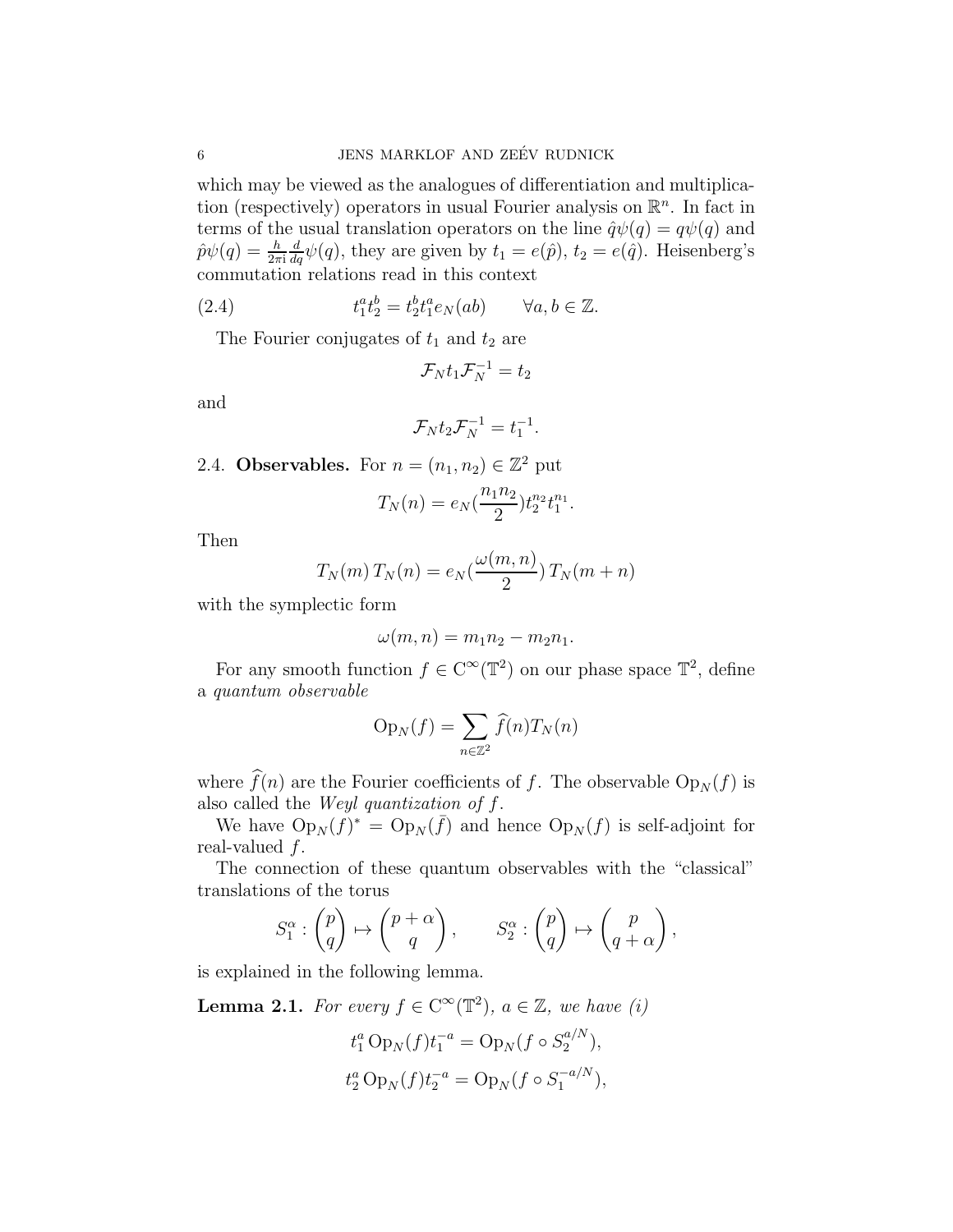which may be viewed as the analogues of differentiation and multiplication (respectively) operators in usual Fourier analysis on $\mathbb{R}^n$. In fact in terms of the usual translation operators on the line $\hat{q}\psi(q) = q\psi(q)$ and $\hat{p}\psi(q) = \frac{h}{2\pi \mathrm{i}}\frac{d}{dq}\psi(q)$, they are given by $t_1 = e(\hat{p})$, $t_2 = e(\hat{q})$. Heisenberg's commutation relations read in this context

$$t_1^a t_2^b = t_2^b t_1^a e_N(ab) \qquad \forall a, b \in \mathbb{Z}. \tag{2.4}$$

The Fourier conjugates of $t_1$ and $t_2$ are

$$\mathcal{F}_N t_1 \mathcal{F}_N^{-1} = t_2$$

and

$$\mathcal{F}_N t_2 \mathcal{F}_N^{-1} = t_1^{-1}.$$

2.4. **Observables.** For $n = (n_1, n_2) \in \mathbb{Z}^2$ put

$$T_N(n) = e_N(\frac{n_1 n_2}{2}) t_2^{n_2} t_1^{n_1}.$$

Then

$$T_N(m)\, T_N(n) = e_N(\frac{\omega(m,n)}{2})\, T_N(m+n)$$

with the symplectic form

$$\omega(m,n) = m_1 n_2 - m_2 n_1.$$

For any smooth function $f \in \mathrm{C}^\infty(\mathbb{T}^2)$ on our phase space $\mathbb{T}^2$, define a *quantum observable*

$$\mathrm{Op}_N(f) = \sum_{n\in\mathbb{Z}^2} \widehat{f}(n) T_N(n)$$

where $\widehat{f}(n)$ are the Fourier coefficients of $f$. The observable $\mathrm{Op}_N(f)$ is also called the *Weyl quantization of* $f$.

We have $\mathrm{Op}_N(f)^* = \mathrm{Op}_N(\bar{f})$ and hence $\mathrm{Op}_N(f)$ is self-adjoint for real-valued $f$.

The connection of these quantum observables with the "classical" translations of the torus

$$S_1^\alpha : \begin{pmatrix} p \\ q \end{pmatrix} \mapsto \begin{pmatrix} p+\alpha \\ q \end{pmatrix}, \qquad S_2^\alpha : \begin{pmatrix} p \\ q \end{pmatrix} \mapsto \begin{pmatrix} p \\ q+\alpha \end{pmatrix},$$

is explained in the following lemma.

**Lemma 2.1.** *For every $f \in \mathrm{C}^\infty(\mathbb{T}^2)$, $a \in \mathbb{Z}$, we have (i)*

$$t_1^a \,\mathrm{Op}_N(f) t_1^{-a} = \mathrm{Op}_N(f \circ S_2^{a/N}),$$

$$t_2^a \,\mathrm{Op}_N(f) t_2^{-a} = \mathrm{Op}_N(f \circ S_1^{-a/N}),$$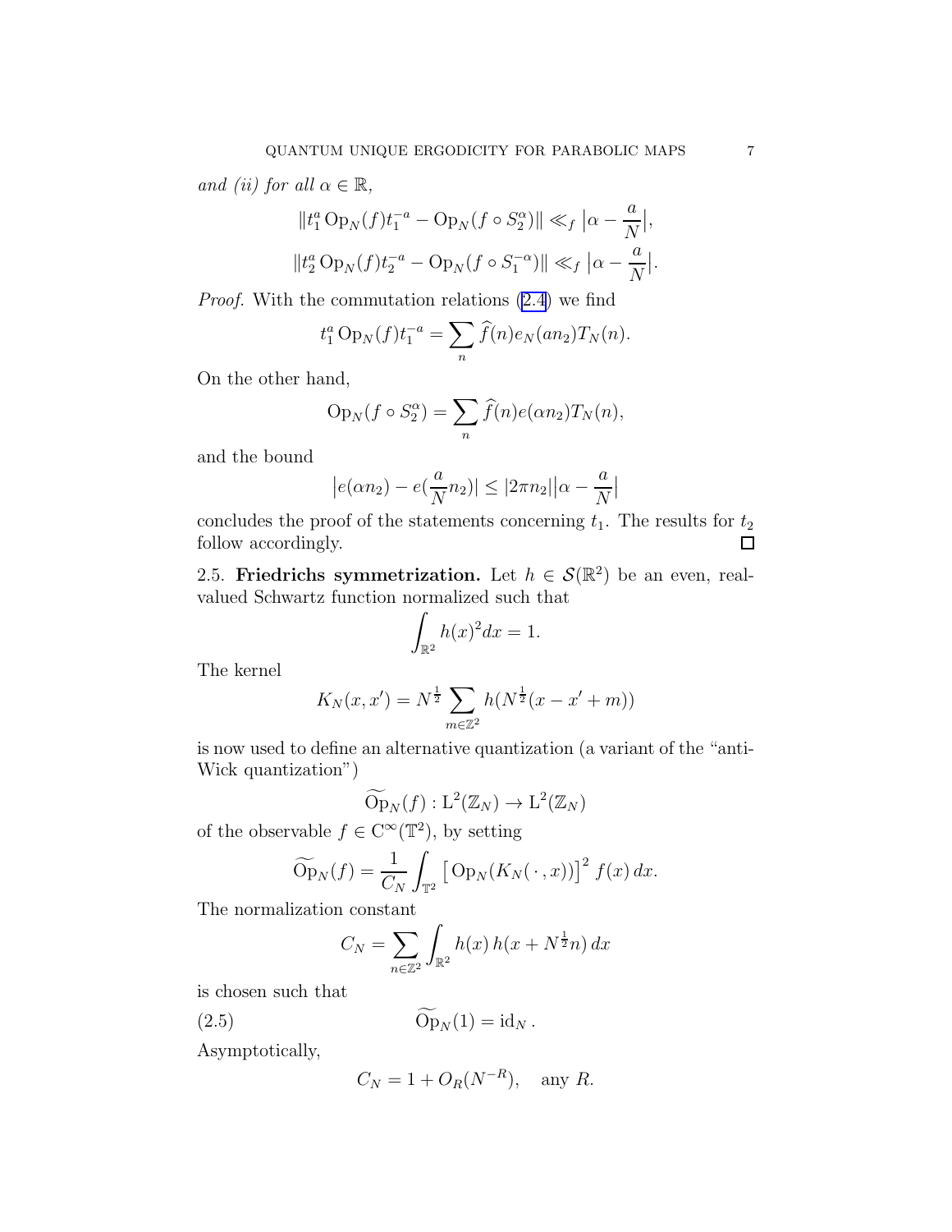*and (ii) for all* $\alpha \in \mathbb{R}$,

$$
\|t_1^a \operatorname{Op}_N(f) t_1^{-a} - \operatorname{Op}_N(f \circ S_2^{\alpha})\| \ll_f \left|\alpha - \frac{a}{N}\right|,
$$

$$
\|t_2^a \operatorname{Op}_N(f) t_2^{-a} - \operatorname{Op}_N(f \circ S_1^{-\alpha})\| \ll_f \left|\alpha - \frac{a}{N}\right|.
$$

*Proof.* With the commutation relations (2.4) we find

$$
t_1^a \operatorname{Op}_N(f) t_1^{-a} = \sum_n \widehat{f}(n) e_N(an_2) T_N(n).
$$

On the other hand,

$$
\operatorname{Op}_N(f \circ S_2^{\alpha}) = \sum_n \widehat{f}(n) e(\alpha n_2) T_N(n),
$$

and the bound

$$
\left|e(\alpha n_2) - e(\frac{a}{N} n_2)\right| \leq |2\pi n_2| \left|\alpha - \frac{a}{N}\right|
$$

concludes the proof of the statements concerning $t_1$. The results for $t_2$ follow accordingly. □

2.5. **Friedrichs symmetrization.** Let $h \in \mathcal{S}(\mathbb{R}^2)$ be an even, real-valued Schwartz function normalized such that

$$
\int_{\mathbb{R}^2} h(x)^2 dx = 1.
$$

The kernel

$$
K_N(x, x') = N^{\frac{1}{2}} \sum_{m \in \mathbb{Z}^2} h(N^{\frac{1}{2}}(x - x' + m))
$$

is now used to define an alternative quantization (a variant of the "anti-Wick quantization")

$$
\widetilde{\operatorname{Op}}_N(f) : \mathrm{L}^2(\mathbb{Z}_N) \to \mathrm{L}^2(\mathbb{Z}_N)
$$

of the observable $f \in \mathrm{C}^{\infty}(\mathbb{T}^2)$, by setting

$$
\widetilde{\operatorname{Op}}_N(f) = \frac{1}{C_N} \int_{\mathbb{T}^2} \left[ \operatorname{Op}_N(K_N(\,\cdot\,, x)) \right]^2 f(x)\, dx.
$$

The normalization constant

$$
C_N = \sum_{n \in \mathbb{Z}^2} \int_{\mathbb{R}^2} h(x)\, h(x + N^{\frac{1}{2}} n)\, dx
$$

is chosen such that

$$
\widetilde{\operatorname{Op}}_N(1) = \mathrm{id}_N\,. \tag{2.5}
$$

Asymptotically,

$$
C_N = 1 + O_R(N^{-R}), \quad \text{any } R.
$$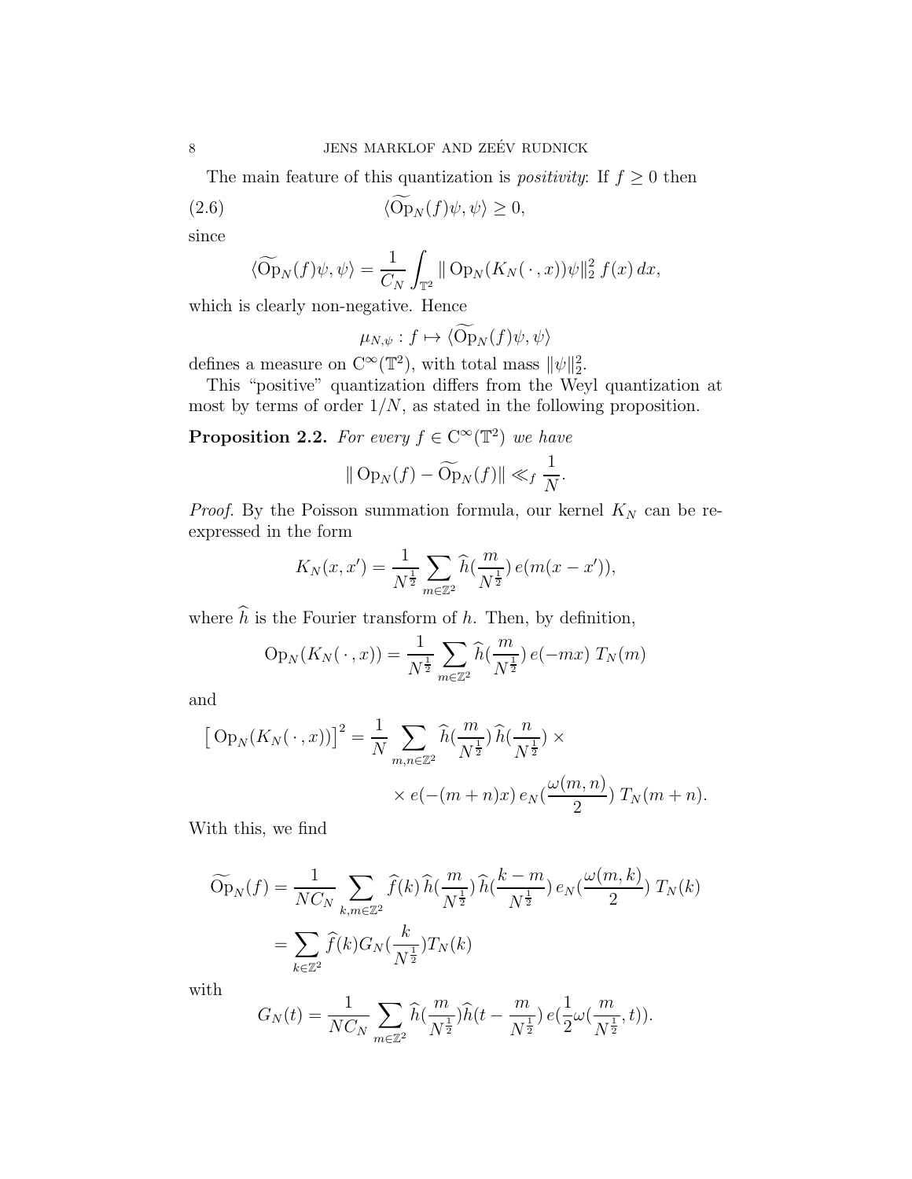The main feature of this quantization is *positivity*: If $f \geq 0$ then

$$\langle \widetilde{\mathrm{Op}}_N(f)\psi, \psi \rangle \geq 0, \tag{2.6}$$

since

$$\langle \widetilde{\mathrm{Op}}_N(f)\psi, \psi \rangle = \frac{1}{C_N} \int_{\mathbb{T}^2} \| \mathrm{Op}_N(K_N(\,\cdot\,, x))\psi\|_2^2 \, f(x)\, dx,$$

which is clearly non-negative. Hence

$$\mu_{N,\psi} : f \mapsto \langle \widetilde{\mathrm{Op}}_N(f)\psi, \psi \rangle$$

defines a measure on $\mathrm{C}^\infty(\mathbb{T}^2)$, with total mass $\|\psi\|_2^2$.

This "positive" quantization differs from the Weyl quantization at most by terms of order $1/N$, as stated in the following proposition.

**Proposition 2.2.** *For every $f \in \mathrm{C}^\infty(\mathbb{T}^2)$ we have*

$$\| \mathrm{Op}_N(f) - \widetilde{\mathrm{Op}}_N(f)\| \ll_f \frac{1}{N}.$$

*Proof.* By the Poisson summation formula, our kernel $K_N$ can be re-expressed in the form

$$K_N(x, x') = \frac{1}{N^{\frac{1}{2}}} \sum_{m \in \mathbb{Z}^2} \widehat{h}(\frac{m}{N^{\frac{1}{2}}})\, e(m(x - x')),$$

where $\widehat{h}$ is the Fourier transform of $h$. Then, by definition,

$$\mathrm{Op}_N(K_N(\,\cdot\,, x)) = \frac{1}{N^{\frac{1}{2}}} \sum_{m \in \mathbb{Z}^2} \widehat{h}(\frac{m}{N^{\frac{1}{2}}})\, e(-mx)\; T_N(m)$$

and

$$\big[\,\mathrm{Op}_N(K_N(\,\cdot\,, x))\big]^2 = \frac{1}{N} \sum_{m,n \in \mathbb{Z}^2} \widehat{h}(\frac{m}{N^{\frac{1}{2}}})\, \widehat{h}(\frac{n}{N^{\frac{1}{2}}}) \times$$

$$\times\, e(-(m+n)x)\, e_N(\frac{\omega(m,n)}{2})\; T_N(m+n).$$

With this, we find

$$\begin{aligned}
\widetilde{\mathrm{Op}}_N(f) &= \frac{1}{NC_N} \sum_{k,m \in \mathbb{Z}^2} \widehat{f}(k)\, \widehat{h}(\frac{m}{N^{\frac{1}{2}}})\, \widehat{h}(\frac{k-m}{N^{\frac{1}{2}}})\, e_N(\frac{\omega(m,k)}{2})\; T_N(k) \\
&= \sum_{k \in \mathbb{Z}^2} \widehat{f}(k) G_N(\frac{k}{N^{\frac{1}{2}}}) T_N(k)
\end{aligned}$$

with

$$G_N(t) = \frac{1}{NC_N} \sum_{m \in \mathbb{Z}^2} \widehat{h}(\frac{m}{N^{\frac{1}{2}}}) \widehat{h}(t - \frac{m}{N^{\frac{1}{2}}})\, e(\frac{1}{2}\omega(\frac{m}{N^{\frac{1}{2}}}, t)).$$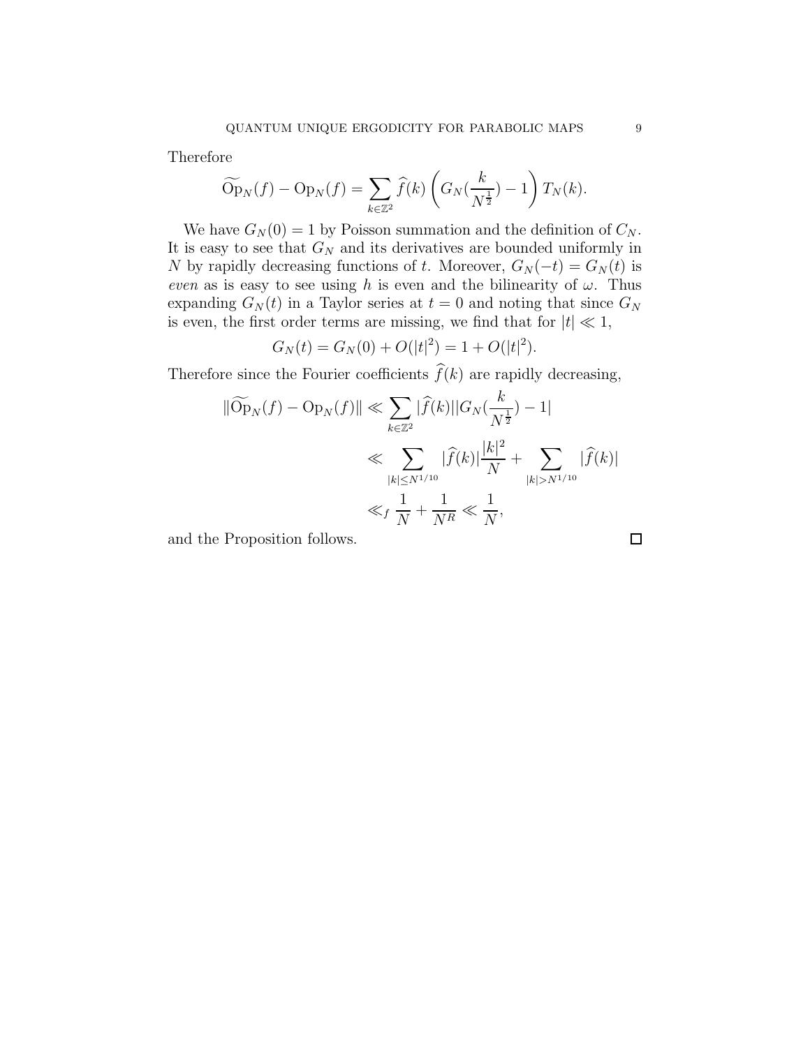Therefore

$$\widetilde{\mathrm{Op}}_N(f) - \mathrm{Op}_N(f) = \sum_{k \in \mathbb{Z}^2} \widehat{f}(k) \left( G_N(\frac{k}{N^{\frac{1}{2}}}) - 1 \right) T_N(k).$$

We have $G_N(0) = 1$ by Poisson summation and the definition of $C_N$. It is easy to see that $G_N$ and its derivatives are bounded uniformly in $N$ by rapidly decreasing functions of $t$. Moreover, $G_N(-t) = G_N(t)$ is *even* as is easy to see using $h$ is even and the bilinearity of $\omega$. Thus expanding $G_N(t)$ in a Taylor series at $t = 0$ and noting that since $G_N$ is even, the first order terms are missing, we find that for $|t| \ll 1$,

$$G_N(t) = G_N(0) + O(|t|^2) = 1 + O(|t|^2).$$

Therefore since the Fourier coefficients $\widehat{f}(k)$ are rapidly decreasing,

$$\begin{aligned}
\|\widetilde{\mathrm{Op}}_N(f) - \mathrm{Op}_N(f)\| &\ll \sum_{k \in \mathbb{Z}^2} |\widehat{f}(k)||G_N(\frac{k}{N^{\frac{1}{2}}}) - 1| \\
&\ll \sum_{|k| \leq N^{1/10}} |\widehat{f}(k)| \frac{|k|^2}{N} + \sum_{|k| > N^{1/10}} |\widehat{f}(k)| \\
&\ll_f \frac{1}{N} + \frac{1}{N^R} \ll \frac{1}{N},
\end{aligned}$$

and the Proposition follows. □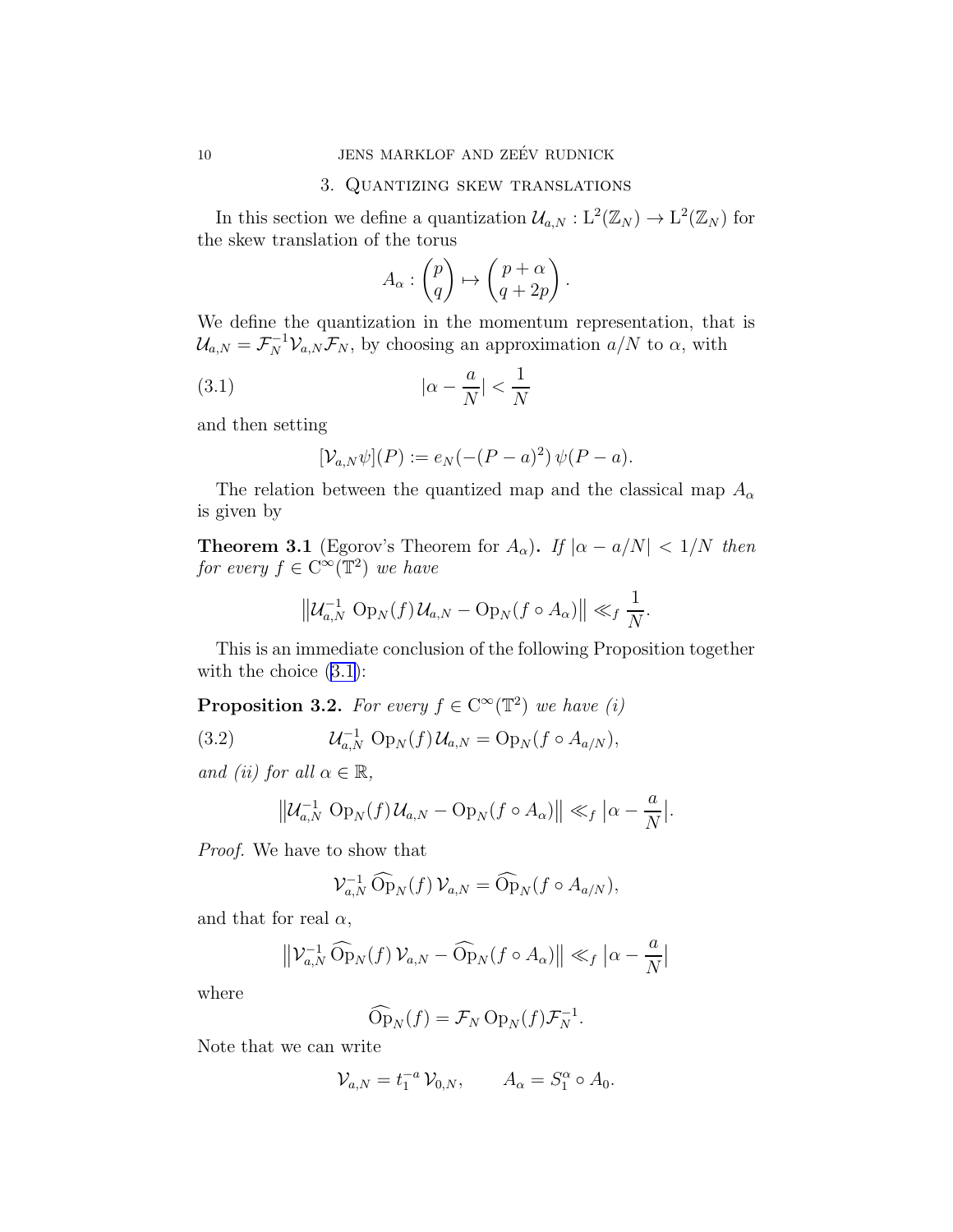## 3. Quantizing skew translations

In this section we define a quantization $\mathcal{U}_{a,N} : \mathrm{L}^2(\mathbb{Z}_N) \to \mathrm{L}^2(\mathbb{Z}_N)$ for the skew translation of the torus

$$A_\alpha : \begin{pmatrix} p \\ q \end{pmatrix} \mapsto \begin{pmatrix} p+\alpha \\ q+2p \end{pmatrix}.$$

We define the quantization in the momentum representation, that is $\mathcal{U}_{a,N} = \mathcal{F}_N^{-1} \mathcal{V}_{a,N} \mathcal{F}_N$, by choosing an approximation $a/N$ to $\alpha$, with

$$|\alpha - \frac{a}{N}| < \frac{1}{N} \tag{3.1}$$

and then setting

$$[\mathcal{V}_{a,N}\psi](P) := e_N(-(P-a)^2)\, \psi(P-a).$$

The relation between the quantized map and the classical map $A_\alpha$ is given by

**Theorem 3.1** (Egorov's Theorem for $A_\alpha$)**.** *If $|\alpha - a/N| < 1/N$ then for every $f \in \mathrm{C}^\infty(\mathbb{T}^2)$ we have*

$$\left\| \mathcal{U}_{a,N}^{-1} \operatorname{Op}_N(f)\, \mathcal{U}_{a,N} - \operatorname{Op}_N(f \circ A_\alpha) \right\| \ll_f \frac{1}{N}.$$

This is an immediate conclusion of the following Proposition together with the choice (3.1):

**Proposition 3.2.** *For every $f \in \mathrm{C}^\infty(\mathbb{T}^2)$ we have (i)*

$$\mathcal{U}_{a,N}^{-1} \operatorname{Op}_N(f)\, \mathcal{U}_{a,N} = \operatorname{Op}_N(f \circ A_{a/N}), \tag{3.2}$$

*and (ii) for all $\alpha \in \mathbb{R}$,*

$$\left\| \mathcal{U}_{a,N}^{-1} \operatorname{Op}_N(f)\, \mathcal{U}_{a,N} - \operatorname{Op}_N(f \circ A_\alpha) \right\| \ll_f \left| \alpha - \frac{a}{N} \right|.$$

*Proof.* We have to show that

$$\mathcal{V}_{a,N}^{-1}\, \widehat{\operatorname{Op}}_N(f)\, \mathcal{V}_{a,N} = \widehat{\operatorname{Op}}_N(f \circ A_{a/N}),$$

and that for real $\alpha$,

$$\left\| \mathcal{V}_{a,N}^{-1}\, \widehat{\operatorname{Op}}_N(f)\, \mathcal{V}_{a,N} - \widehat{\operatorname{Op}}_N(f \circ A_\alpha) \right\| \ll_f \left| \alpha - \frac{a}{N} \right|$$

where

$$\widehat{\operatorname{Op}}_N(f) = \mathcal{F}_N \operatorname{Op}_N(f) \mathcal{F}_N^{-1}.$$

Note that we can write

$$\mathcal{V}_{a,N} = t_1^{-a}\, \mathcal{V}_{0,N}, \qquad A_\alpha = S_1^\alpha \circ A_0.$$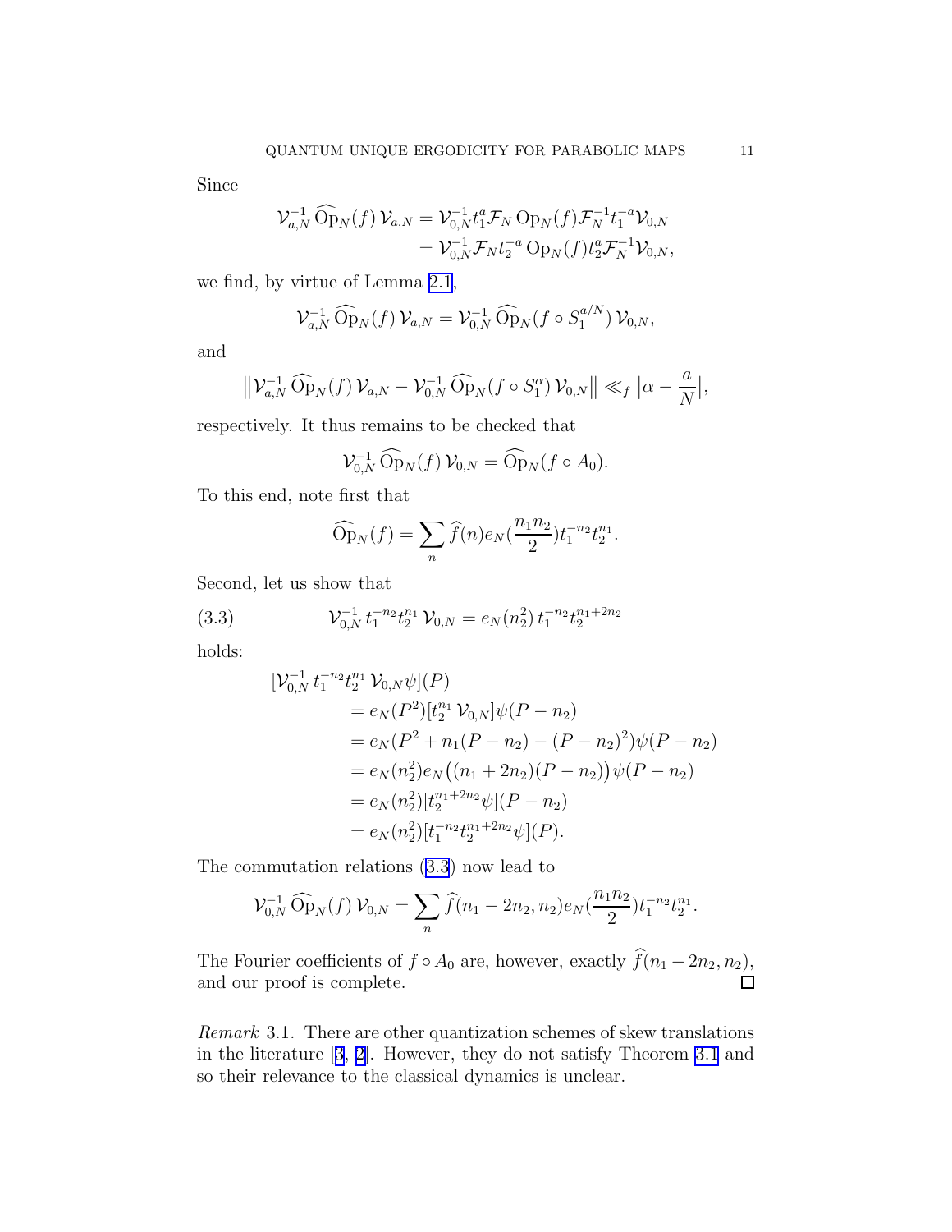Since

$$\begin{aligned}
\mathcal{V}_{a,N}^{-1} \widehat{\operatorname{Op}}_N(f) \mathcal{V}_{a,N} &= \mathcal{V}_{0,N}^{-1} t_1^a \mathcal{F}_N \operatorname{Op}_N(f) \mathcal{F}_N^{-1} t_1^{-a} \mathcal{V}_{0,N} \\
&= \mathcal{V}_{0,N}^{-1} \mathcal{F}_N t_2^{-a} \operatorname{Op}_N(f) t_2^a \mathcal{F}_N^{-1} \mathcal{V}_{0,N},
\end{aligned}$$

we find, by virtue of Lemma 2.1,

$$\mathcal{V}_{a,N}^{-1} \widehat{\operatorname{Op}}_N(f) \mathcal{V}_{a,N} = \mathcal{V}_{0,N}^{-1} \widehat{\operatorname{Op}}_N(f \circ S_1^{a/N}) \mathcal{V}_{0,N},$$

and

$$\left\| \mathcal{V}_{a,N}^{-1} \widehat{\operatorname{Op}}_N(f) \mathcal{V}_{a,N} - \mathcal{V}_{0,N}^{-1} \widehat{\operatorname{Op}}_N(f \circ S_1^{\alpha}) \mathcal{V}_{0,N} \right\| \ll_f \left| \alpha - \frac{a}{N} \right|,$$

respectively. It thus remains to be checked that

$$\mathcal{V}_{0,N}^{-1} \widehat{\operatorname{Op}}_N(f) \mathcal{V}_{0,N} = \widehat{\operatorname{Op}}_N(f \circ A_0).$$

To this end, note first that

$$\widehat{\operatorname{Op}}_N(f) = \sum_n \widehat{f}(n) e_N(\frac{n_1 n_2}{2}) t_1^{-n_2} t_2^{n_1}.$$

Second, let us show that

$$\mathcal{V}_{0,N}^{-1} t_1^{-n_2} t_2^{n_1} \mathcal{V}_{0,N} = e_N(n_2^2) t_1^{-n_2} t_2^{n_1 + 2n_2} \tag{3.3}$$

holds:

$$\begin{aligned}
&[\mathcal{V}_{0,N}^{-1} t_1^{-n_2} t_2^{n_1} \mathcal{V}_{0,N} \psi](P) \\
&\quad = e_N(P^2) [t_2^{n_1} \mathcal{V}_{0,N}] \psi(P - n_2) \\
&\quad = e_N(P^2 + n_1(P - n_2) - (P - n_2)^2) \psi(P - n_2) \\
&\quad = e_N(n_2^2) e_N\big((n_1 + 2n_2)(P - n_2)\big) \psi(P - n_2) \\
&\quad = e_N(n_2^2) [t_2^{n_1 + 2n_2} \psi](P - n_2) \\
&\quad = e_N(n_2^2) [t_1^{-n_2} t_2^{n_1 + 2n_2} \psi](P).
\end{aligned}$$

The commutation relations (3.3) now lead to

$$\mathcal{V}_{0,N}^{-1} \widehat{\operatorname{Op}}_N(f) \mathcal{V}_{0,N} = \sum_n \widehat{f}(n_1 - 2n_2, n_2) e_N(\frac{n_1 n_2}{2}) t_1^{-n_2} t_2^{n_1}.$$

The Fourier coefficients of $f \circ A_0$ are, however, exactly $\widehat{f}(n_1 - 2n_2, n_2)$, and our proof is complete. ☐

*Remark* 3.1. There are other quantization schemes of skew translations in the literature [3, 2]. However, they do not satisfy Theorem 3.1 and so their relevance to the classical dynamics is unclear.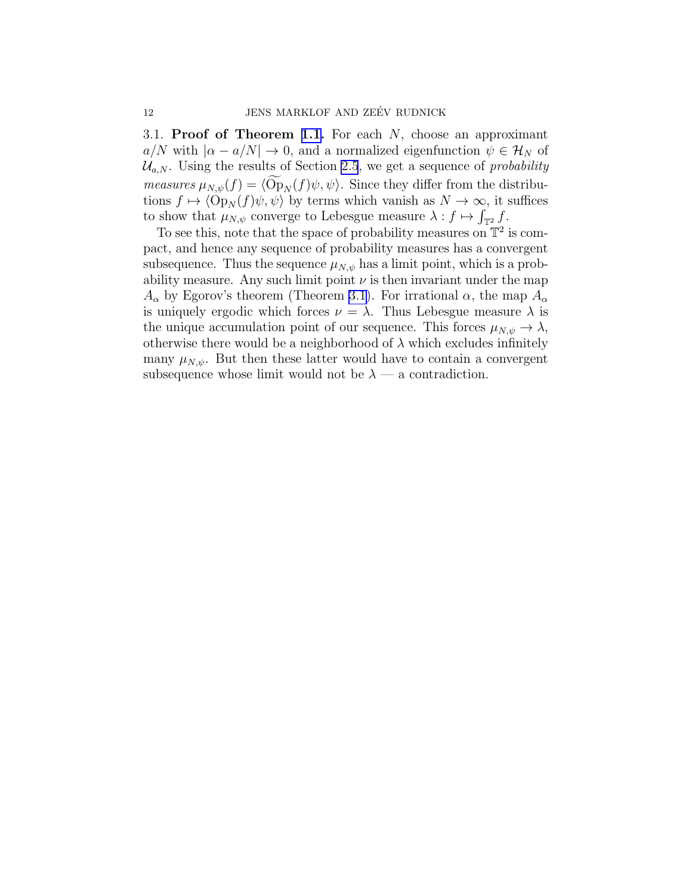### 3.1. **Proof of Theorem 1.1.**

For each $N$, choose an approximant $a/N$ with $|\alpha - a/N| \to 0$, and a normalized eigenfunction $\psi \in \mathcal{H}_N$ of $\mathcal{U}_{a,N}$. Using the results of Section 2.5, we get a sequence of *probability measures* $\mu_{N,\psi}(f) = \langle \widetilde{\mathrm{Op}}_N(f)\psi, \psi\rangle$. Since they differ from the distributions $f \mapsto \langle \mathrm{Op}_N(f)\psi, \psi\rangle$ by terms which vanish as $N \to \infty$, it suffices to show that $\mu_{N,\psi}$ converge to Lebesgue measure $\lambda : f \mapsto \int_{\mathbb{T}^2} f$.

To see this, note that the space of probability measures on $\mathbb{T}^2$ is compact, and hence any sequence of probability measures has a convergent subsequence. Thus the sequence $\mu_{N,\psi}$ has a limit point, which is a probability measure. Any such limit point $\nu$ is then invariant under the map $A_\alpha$ by Egorov's theorem (Theorem 3.1). For irrational $\alpha$, the map $A_\alpha$ is uniquely ergodic which forces $\nu = \lambda$. Thus Lebesgue measure $\lambda$ is the unique accumulation point of our sequence. This forces $\mu_{N,\psi} \to \lambda$, otherwise there would be a neighborhood of $\lambda$ which excludes infinitely many $\mu_{N,\psi}$. But then these latter would have to contain a convergent subsequence whose limit would not be $\lambda$ — a contradiction.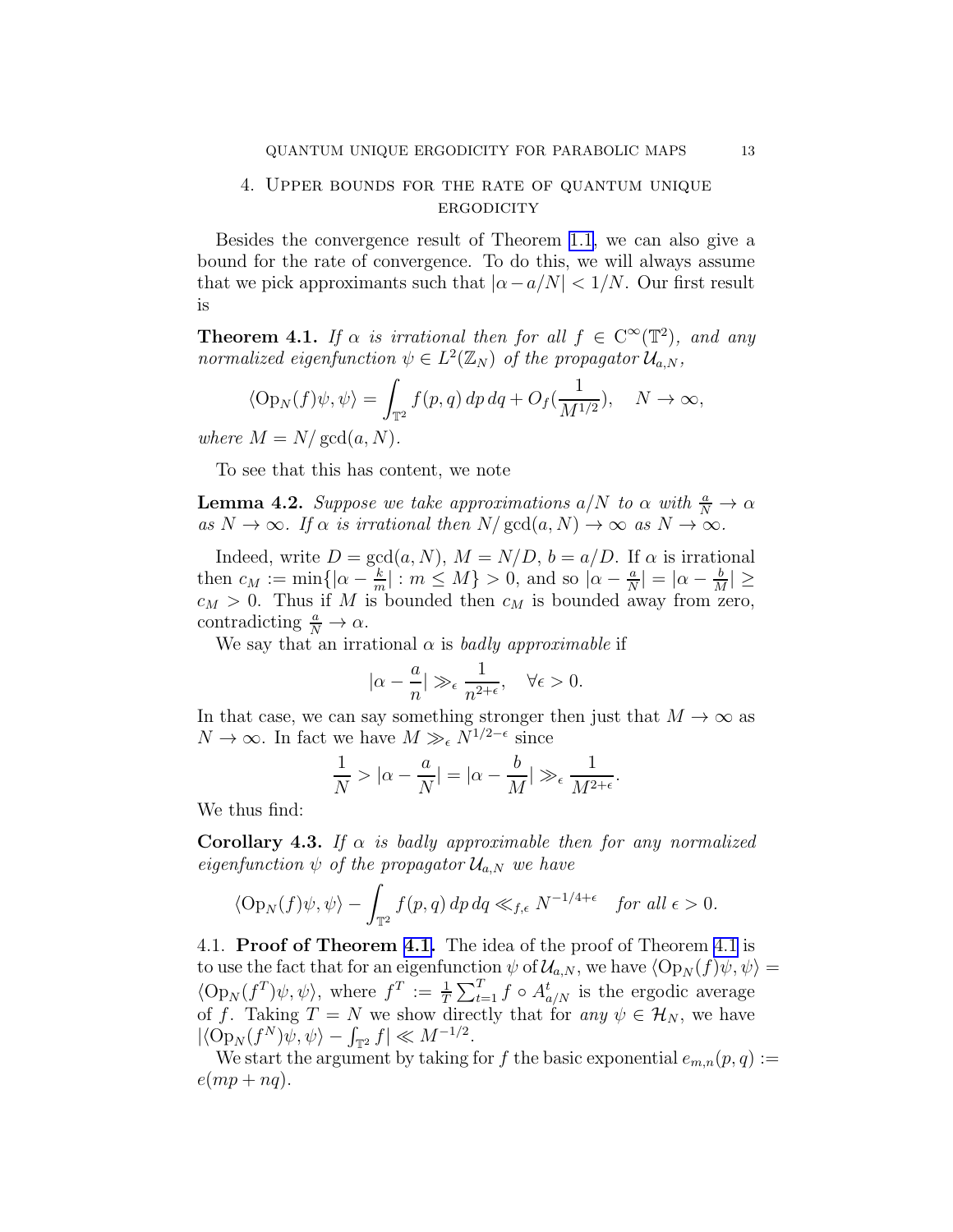## 4. Upper bounds for the rate of quantum unique ergodicity

Besides the convergence result of Theorem 1.1, we can also give a bound for the rate of convergence. To do this, we will always assume that we pick approximants such that $|\alpha - a/N| < 1/N$. Our first result is

**Theorem 4.1.** *If $\alpha$ is irrational then for all $f \in \mathrm{C}^\infty(\mathbb{T}^2)$, and any normalized eigenfunction $\psi \in L^2(\mathbb{Z}_N)$ of the propagator $\mathcal{U}_{a,N}$,*

$$\langle \mathrm{Op}_N(f)\psi, \psi\rangle = \int_{\mathbb{T}^2} f(p,q)\, dp\, dq + O_f(\frac{1}{M^{1/2}}), \quad N \to \infty,$$

*where $M = N/\gcd(a,N)$.*

To see that this has content, we note

**Lemma 4.2.** *Suppose we take approximations $a/N$ to $\alpha$ with $\frac{a}{N} \to \alpha$ as $N \to \infty$. If $\alpha$ is irrational then $N/\gcd(a,N) \to \infty$ as $N \to \infty$.*

Indeed, write $D = \gcd(a,N)$, $M = N/D$, $b = a/D$. If $\alpha$ is irrational then $c_M := \min\{|\alpha - \frac{k}{m}| : m \le M\} > 0$, and so $|\alpha - \frac{a}{N}| = |\alpha - \frac{b}{M}| \ge c_M > 0$. Thus if $M$ is bounded then $c_M$ is bounded away from zero, contradicting $\frac{a}{N} \to \alpha$.

We say that an irrational $\alpha$ is *badly approximable* if

$$|\alpha - \frac{a}{n}| \gg_\epsilon \frac{1}{n^{2+\epsilon}}, \quad \forall \epsilon > 0.$$

In that case, we can say something stronger then just that $M \to \infty$ as $N \to \infty$. In fact we have $M \gg_\epsilon N^{1/2-\epsilon}$ since

$$\frac{1}{N} > |\alpha - \frac{a}{N}| = |\alpha - \frac{b}{M}| \gg_\epsilon \frac{1}{M^{2+\epsilon}}.$$

We thus find:

**Corollary 4.3.** *If $\alpha$ is badly approximable then for any normalized eigenfunction $\psi$ of the propagator $\mathcal{U}_{a,N}$ we have*

$$\langle \mathrm{Op}_N(f)\psi, \psi\rangle - \int_{\mathbb{T}^2} f(p,q)\, dp\, dq \ll_{f,\epsilon} N^{-1/4+\epsilon} \quad \textit{for all } \epsilon > 0.$$

### 4.1. Proof of Theorem 4.1.

The idea of the proof of Theorem 4.1 is to use the fact that for an eigenfunction $\psi$ of $\mathcal{U}_{a,N}$, we have $\langle \mathrm{Op}_N(f)\psi, \psi\rangle = \langle \mathrm{Op}_N(f^T)\psi, \psi\rangle$, where $f^T := \frac{1}{T}\sum_{t=1}^T f \circ A^t_{a/N}$ is the ergodic average of $f$. Taking $T = N$ we show directly that for *any* $\psi \in \mathcal{H}_N$, we have $|\langle \mathrm{Op}_N(f^N)\psi, \psi\rangle - \int_{\mathbb{T}^2} f| \ll M^{-1/2}$.

We start the argument by taking for $f$ the basic exponential $e_{m,n}(p,q) := e(mp + nq)$.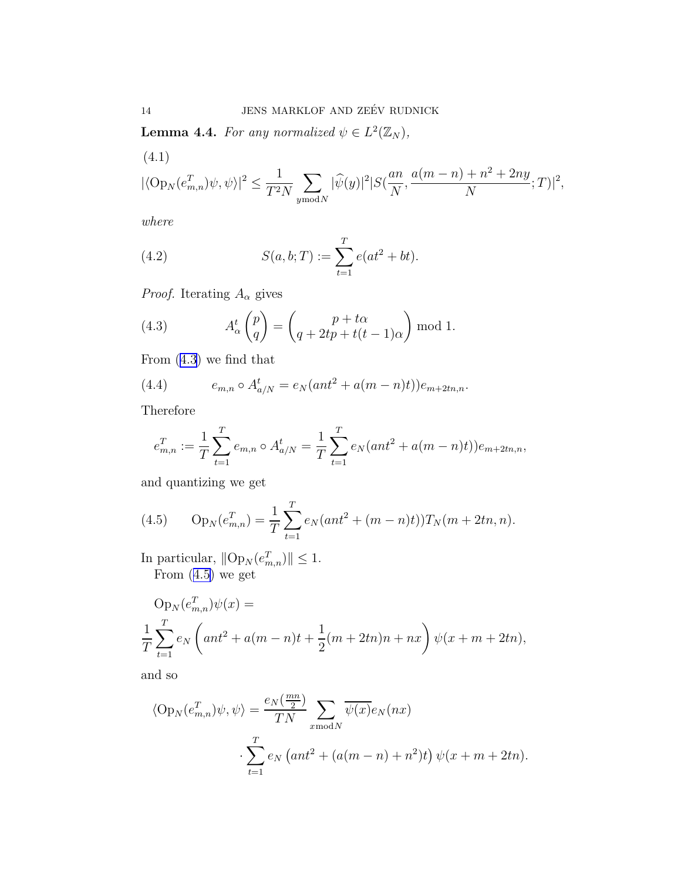**Lemma 4.4.** *For any normalized $\psi \in L^2(\mathbb{Z}_N)$,*

(4.1)

$$|\langle \mathrm{Op}_N(e^T_{m,n})\psi, \psi\rangle|^2 \leq \frac{1}{T^2 N} \sum_{y \bmod N} |\widehat{\psi}(y)|^2 |S(\frac{an}{N}, \frac{a(m-n)+n^2+2ny}{N}; T)|^2,$$

*where*

$$S(a,b;T) := \sum_{t=1}^{T} e(at^2 + bt). \tag{4.2}$$

*Proof.* Iterating $A_\alpha$ gives

$$A_\alpha^t \begin{pmatrix} p \\ q \end{pmatrix} = \begin{pmatrix} p + t\alpha \\ q + 2tp + t(t-1)\alpha \end{pmatrix} \bmod 1. \tag{4.3}$$

From (4.3) we find that

$$e_{m,n} \circ A^t_{a/N} = e_N(ant^2 + a(m-n)t)) e_{m+2tn,n}. \tag{4.4}$$

Therefore

$$e^T_{m,n} := \frac{1}{T}\sum_{t=1}^{T} e_{m,n} \circ A^t_{a/N} = \frac{1}{T}\sum_{t=1}^{T} e_N(ant^2 + a(m-n)t)) e_{m+2tn,n},$$

and quantizing we get

$$\mathrm{Op}_N(e^T_{m,n}) = \frac{1}{T}\sum_{t=1}^{T} e_N(ant^2 + (m-n)t)) T_N(m+2tn, n). \tag{4.5}$$

In particular, $\|\mathrm{Op}_N(e^T_{m,n})\| \leq 1$.

From (4.5) we get

$$\mathrm{Op}_N(e^T_{m,n})\psi(x) =$$
$$\frac{1}{T}\sum_{t=1}^{T} e_N\left(ant^2 + a(m-n)t + \frac{1}{2}(m+2tn)n + nx\right)\psi(x+m+2tn),$$

and so

$$\langle \mathrm{Op}_N(e^T_{m,n})\psi, \psi\rangle = \frac{e_N(\frac{mn}{2})}{TN} \sum_{x \bmod N} \overline{\psi(x)} e_N(nx)$$
$$\cdot \sum_{t=1}^{T} e_N\left(ant^2 + (a(m-n)+n^2)t\right)\psi(x+m+2tn).$$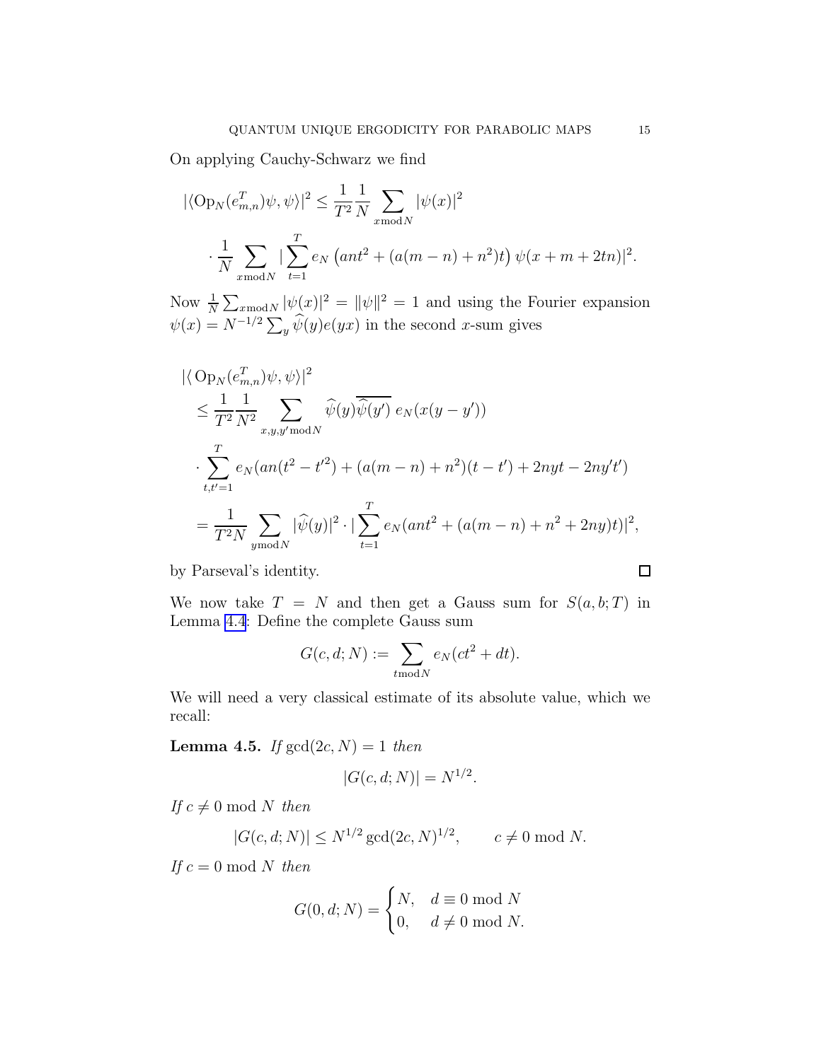On applying Cauchy-Schwarz we find

$$|\langle \mathrm{Op}_N(e^T_{m,n})\psi,\psi\rangle|^2 \le \frac{1}{T^2}\frac{1}{N}\sum_{x \bmod N}|\psi(x)|^2$$

$$\cdot \frac{1}{N}\sum_{x \bmod N}|\sum_{t=1}^{T} e_N\left(ant^2+(a(m-n)+n^2)t\right)\psi(x+m+2tn)|^2.$$

Now $\frac{1}{N}\sum_{x \bmod N}|\psi(x)|^2 = \|\psi\|^2 = 1$ and using the Fourier expansion $\psi(x) = N^{-1/2}\sum_y \widehat{\psi}(y)e(yx)$ in the second $x$-sum gives

$$\begin{aligned}
&|\langle \mathrm{Op}_N(e^T_{m,n})\psi,\psi\rangle|^2 \\
&\le \frac{1}{T^2}\frac{1}{N^2}\sum_{x,y,y' \bmod N}\widehat{\psi}(y)\overline{\widehat{\psi}(y')}\, e_N(x(y-y')) \\
&\cdot \sum_{t,t'=1}^{T} e_N(an(t^2-t'^2)+(a(m-n)+n^2)(t-t')+2nyt-2ny't') \\
&= \frac{1}{T^2 N}\sum_{y \bmod N}|\widehat{\psi}(y)|^2\cdot|\sum_{t=1}^{T} e_N(ant^2+(a(m-n)+n^2+2ny)t)|^2,
\end{aligned}$$

by Parseval's identity. □

We now take $T = N$ and then get a Gauss sum for $S(a,b;T)$ in Lemma 4.4: Define the complete Gauss sum

$$G(c,d;N) := \sum_{t \bmod N} e_N(ct^2+dt).$$

We will need a very classical estimate of its absolute value, which we recall:

**Lemma 4.5.** *If* $\gcd(2c,N)=1$ *then*

$$|G(c,d;N)| = N^{1/2}.$$

*If* $c \ne 0 \bmod N$ *then*

$$|G(c,d;N)| \le N^{1/2}\gcd(2c,N)^{1/2}, \qquad c \ne 0 \bmod N.$$

*If* $c = 0 \bmod N$ *then*

$$G(0,d;N) = \begin{cases} N, & d \equiv 0 \bmod N \\ 0, & d \ne 0 \bmod N. \end{cases}$$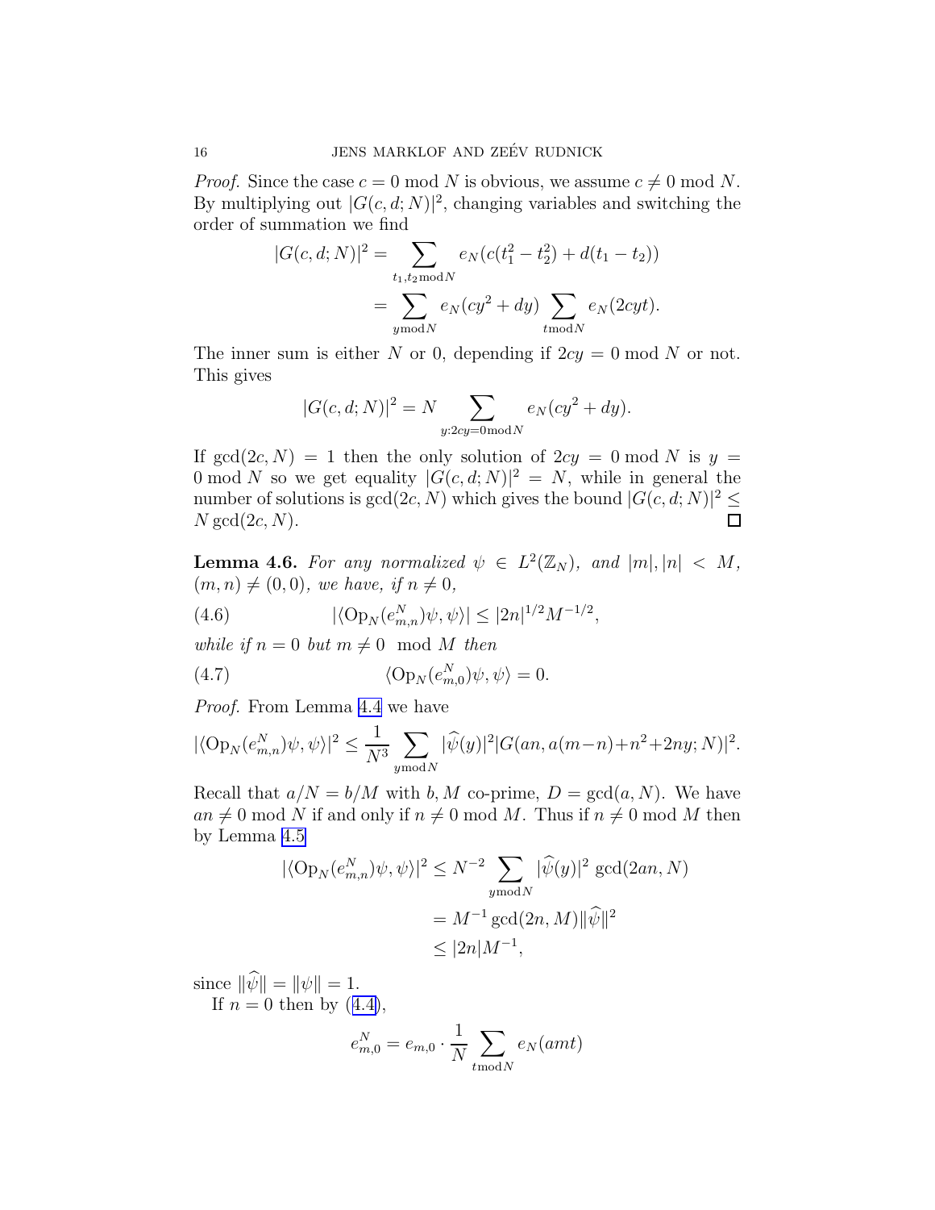*Proof.* Since the case $c = 0 \bmod N$ is obvious, we assume $c \neq 0 \bmod N$. By multiplying out $|G(c,d;N)|^2$, changing variables and switching the order of summation we find

$$|G(c,d;N)|^2 = \sum_{t_1,t_2 \bmod N} e_N(c(t_1^2 - t_2^2) + d(t_1 - t_2))$$
$$= \sum_{y \bmod N} e_N(cy^2 + dy) \sum_{t \bmod N} e_N(2cyt).$$

The inner sum is either $N$ or 0, depending if $2cy = 0 \bmod N$ or not. This gives

$$|G(c,d;N)|^2 = N \sum_{y:2cy=0 \bmod N} e_N(cy^2 + dy).$$

If $\gcd(2c, N) = 1$ then the only solution of $2cy = 0 \bmod N$ is $y = 0 \bmod N$ so we get equality $|G(c,d;N)|^2 = N$, while in general the number of solutions is $\gcd(2c, N)$ which gives the bound $|G(c,d;N)|^2 \leq N \gcd(2c, N)$. □

**Lemma 4.6.** *For any normalized $\psi \in L^2(\mathbb{Z}_N)$, and $|m|, |n| < M$, $(m,n) \neq (0,0)$, we have, if $n \neq 0$,*

$$|\langle \mathrm{Op}_N(e^N_{m,n})\psi, \psi\rangle| \leq |2n|^{1/2} M^{-1/2}, \tag{4.6}$$

*while if $n = 0$ but $m \neq 0 \mod M$ then*

$$\langle \mathrm{Op}_N(e^N_{m,0})\psi, \psi\rangle = 0. \tag{4.7}$$

*Proof.* From Lemma 4.4 we have

$$|\langle \mathrm{Op}_N(e^N_{m,n})\psi, \psi\rangle|^2 \leq \frac{1}{N^3} \sum_{y \bmod N} |\widehat{\psi}(y)|^2 |G(an, a(m-n) + n^2 + 2ny; N)|^2.$$

Recall that $a/N = b/M$ with $b, M$ co-prime, $D = \gcd(a, N)$. We have $an \neq 0 \bmod N$ if and only if $n \neq 0 \bmod M$. Thus if $n \neq 0 \bmod M$ then by Lemma 4.5

$$|\langle \mathrm{Op}_N(e^N_{m,n})\psi, \psi\rangle|^2 \leq N^{-2} \sum_{y \bmod N} |\widehat{\psi}(y)|^2 \gcd(2an, N)$$
$$= M^{-1} \gcd(2n, M) \|\widehat{\psi}\|^2$$
$$\leq |2n| M^{-1},$$

since $\|\widehat{\psi}\| = \|\psi\| = 1$.

If $n = 0$ then by (4.4),

$$e^N_{m,0} = e_{m,0} \cdot \frac{1}{N} \sum_{t \bmod N} e_N(amt)$$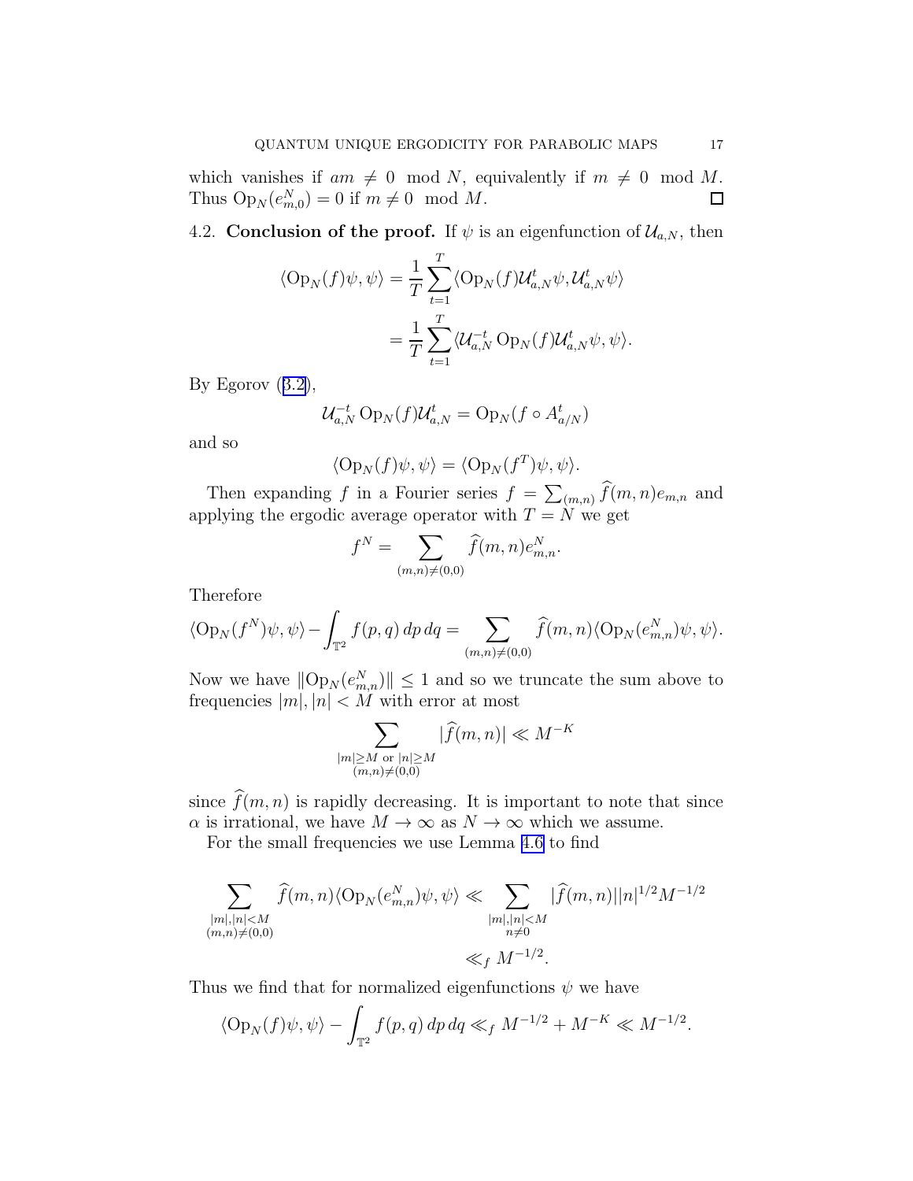which vanishes if $am \neq 0 \mod N$, equivalently if $m \neq 0 \mod M$. Thus $\mathrm{Op}_N(e^N_{m,0}) = 0$ if $m \neq 0 \mod M$. ∎

### 4.2. Conclusion of the proof.

If $\psi$ is an eigenfunction of $\mathcal{U}_{a,N}$, then

$$\langle \mathrm{Op}_N(f)\psi, \psi\rangle = \frac{1}{T}\sum_{t=1}^{T} \langle \mathrm{Op}_N(f)\mathcal{U}^t_{a,N}\psi, \mathcal{U}^t_{a,N}\psi\rangle$$

$$= \frac{1}{T}\sum_{t=1}^{T} \langle \mathcal{U}^{-t}_{a,N}\,\mathrm{Op}_N(f)\mathcal{U}^t_{a,N}\psi, \psi\rangle.$$

By Egorov (3.2),

$$\mathcal{U}^{-t}_{a,N}\,\mathrm{Op}_N(f)\mathcal{U}^t_{a,N} = \mathrm{Op}_N(f \circ A^t_{a/N})$$

and so

$$\langle \mathrm{Op}_N(f)\psi, \psi\rangle = \langle \mathrm{Op}_N(f^T)\psi, \psi\rangle.$$

Then expanding $f$ in a Fourier series $f = \sum_{(m,n)} \widehat{f}(m,n)e_{m,n}$ and applying the ergodic average operator with $T = N$ we get

$$f^N = \sum_{(m,n)\neq(0,0)} \widehat{f}(m,n)e^N_{m,n}.$$

Therefore

$$\langle \mathrm{Op}_N(f^N)\psi, \psi\rangle - \int_{\mathbb{T}^2} f(p,q)\,dp\,dq = \sum_{(m,n)\neq(0,0)} \widehat{f}(m,n)\langle \mathrm{Op}_N(e^N_{m,n})\psi, \psi\rangle.$$

Now we have $\|\mathrm{Op}_N(e^N_{m,n})\| \leq 1$ and so we truncate the sum above to frequencies $|m|, |n| < M$ with error at most

$$\sum_{\substack{|m|\geq M \text{ or } |n|\geq M\\(m,n)\neq(0,0)}} |\widehat{f}(m,n)| \ll M^{-K}$$

since $\widehat{f}(m,n)$ is rapidly decreasing. It is important to note that since $\alpha$ is irrational, we have $M \to \infty$ as $N \to \infty$ which we assume.

For the small frequencies we use Lemma 4.6 to find

$$\sum_{\substack{|m|,|n|<M\\(m,n)\neq(0,0)}} \widehat{f}(m,n)\langle \mathrm{Op}_N(e^N_{m,n})\psi, \psi\rangle \ll \sum_{\substack{|m|,|n|<M\\n\neq 0}} |\widehat{f}(m,n)||n|^{1/2}M^{-1/2}$$

$$\ll_f M^{-1/2}.$$

Thus we find that for normalized eigenfunctions $\psi$ we have

$$\langle \mathrm{Op}_N(f)\psi, \psi\rangle - \int_{\mathbb{T}^2} f(p,q)\,dp\,dq \ll_f M^{-1/2} + M^{-K} \ll M^{-1/2}.$$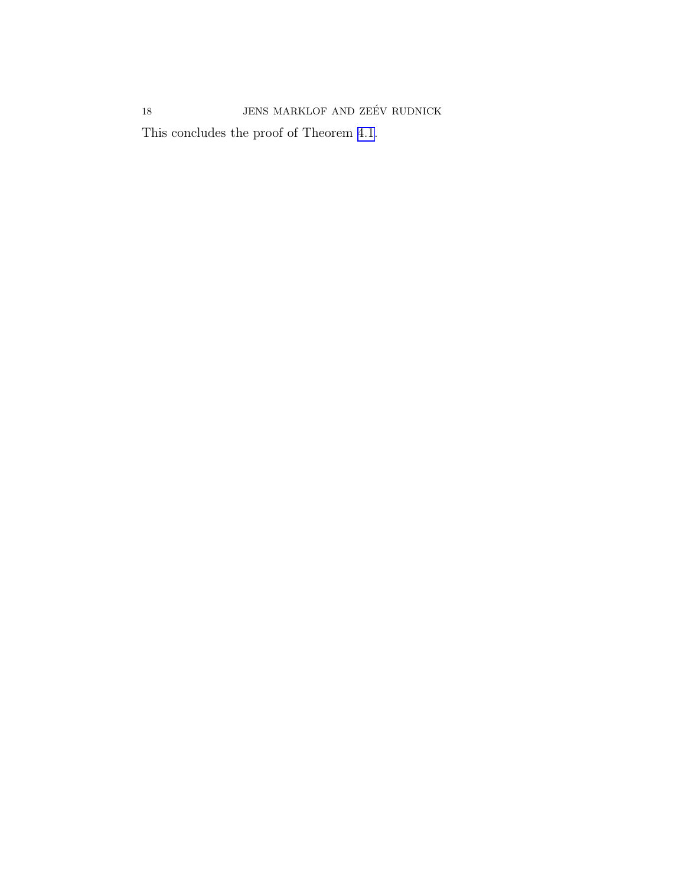This concludes the proof of Theorem 4.1.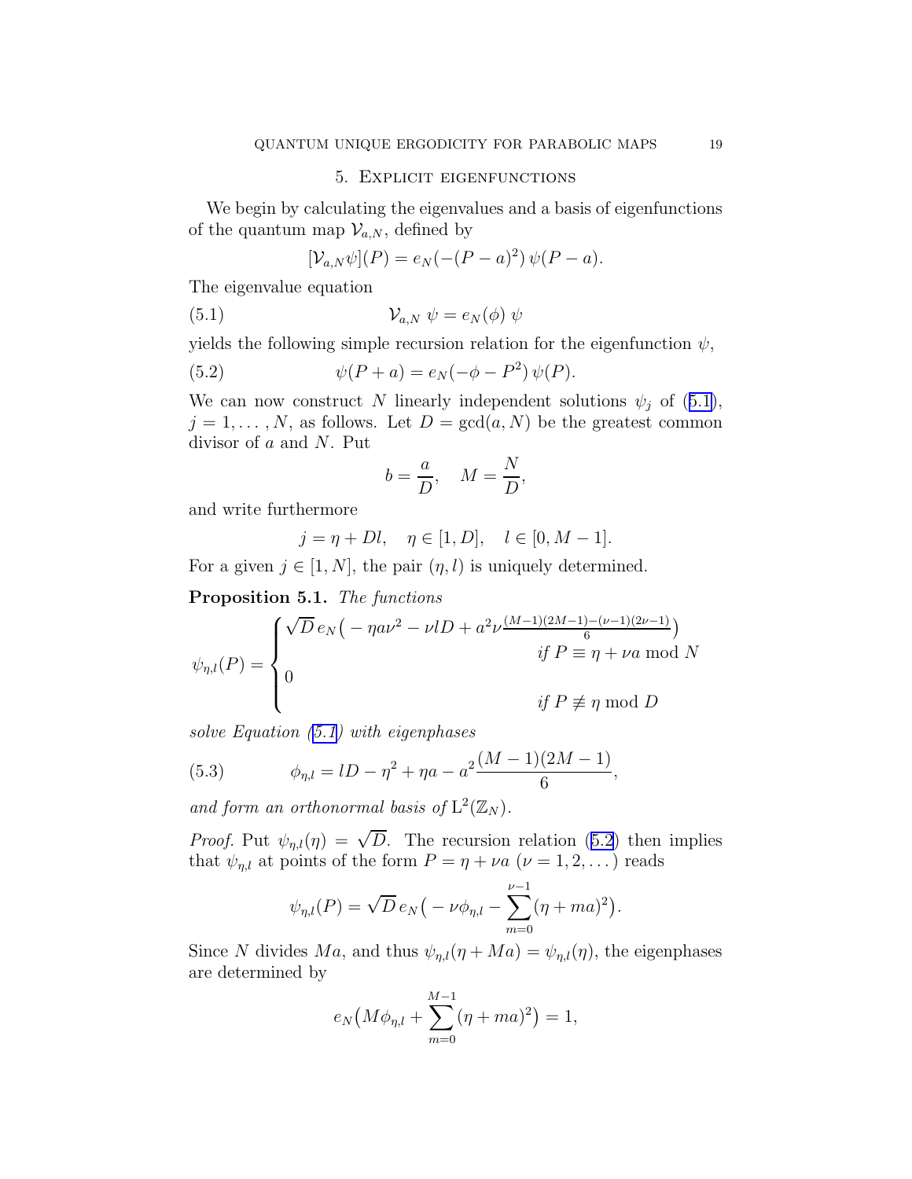## 5. Explicit eigenfunctions

We begin by calculating the eigenvalues and a basis of eigenfunctions of the quantum map $\mathcal{V}_{a,N}$, defined by

$$[\mathcal{V}_{a,N}\psi](P) = e_N(-(P-a)^2)\,\psi(P-a).$$

The eigenvalue equation

$$\mathcal{V}_{a,N}\ \psi = e_N(\phi)\ \psi \tag{5.1}$$

yields the following simple recursion relation for the eigenfunction $\psi$,

$$\psi(P+a) = e_N(-\phi - P^2)\,\psi(P). \tag{5.2}$$

We can now construct $N$ linearly independent solutions $\psi_j$ of (5.1), $j = 1, \dots, N$, as follows. Let $D = \gcd(a, N)$ be the greatest common divisor of $a$ and $N$. Put

$$b = \frac{a}{D}, \quad M = \frac{N}{D},$$

and write furthermore

$$j = \eta + Dl, \quad \eta \in [1, D], \quad l \in [0, M-1].$$

For a given $j \in [1, N]$, the pair $(\eta, l)$ is uniquely determined.

**Proposition 5.1.** *The functions*

$$\psi_{\eta,l}(P) = \begin{cases} \sqrt{D}\, e_N\big(-\eta a \nu^2 - \nu l D + a^2\nu\frac{(M-1)(2M-1)-(\nu-1)(2\nu-1)}{6}\big) \\ \qquad\qquad\qquad\qquad\qquad \textit{if } P \equiv \eta + \nu a \bmod N \\ 0 \\ \qquad\qquad\qquad\qquad\qquad \textit{if } P \not\equiv \eta \bmod D \end{cases}$$

*solve Equation (5.1) with eigenphases*

$$\phi_{\eta,l} = lD - \eta^2 + \eta a - a^2\frac{(M-1)(2M-1)}{6}, \tag{5.3}$$

*and form an orthonormal basis of* $\mathrm{L}^2(\mathbb{Z}_N)$.

*Proof.* Put $\psi_{\eta,l}(\eta) = \sqrt{D}$. The recursion relation (5.2) then implies that $\psi_{\eta,l}$ at points of the form $P = \eta + \nu a$ ($\nu = 1, 2, \dots$) reads

$$\psi_{\eta,l}(P) = \sqrt{D}\, e_N\big(-\nu\phi_{\eta,l} - \sum_{m=0}^{\nu-1}(\eta + ma)^2\big).$$

Since $N$ divides $Ma$, and thus $\psi_{\eta,l}(\eta + Ma) = \psi_{\eta,l}(\eta)$, the eigenphases are determined by

$$e_N\big(M\phi_{\eta,l} + \sum_{m=0}^{M-1}(\eta + ma)^2\big) = 1,$$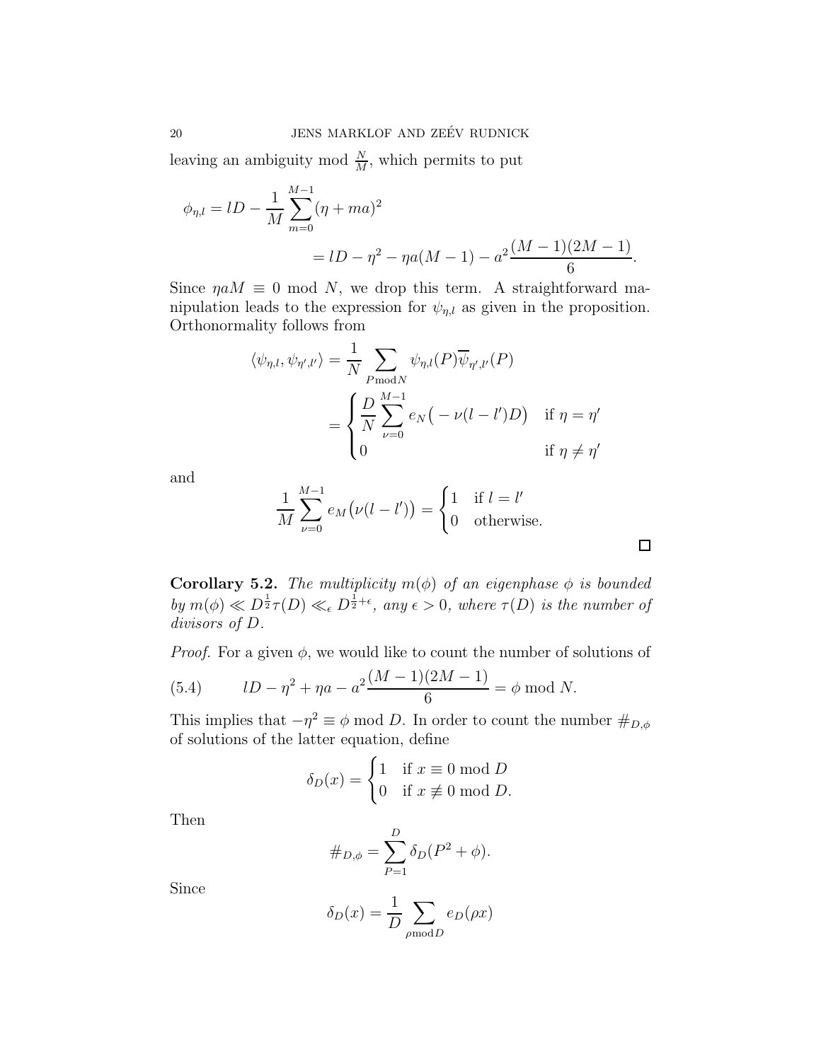leaving an ambiguity mod $\frac{N}{M}$, which permits to put

$$\phi_{\eta,l} = lD - \frac{1}{M}\sum_{m=0}^{M-1}(\eta + ma)^2$$
$$= lD - \eta^2 - \eta a(M-1) - a^2\frac{(M-1)(2M-1)}{6}.$$

Since $\eta a M \equiv 0 \bmod N$, we drop this term. A straightforward manipulation leads to the expression for $\psi_{\eta,l}$ as given in the proposition. Orthonormality follows from

$$\langle \psi_{\eta,l}, \psi_{\eta',l'}\rangle = \frac{1}{N}\sum_{P \bmod N}\psi_{\eta,l}(P)\overline{\psi}_{\eta',l'}(P)$$
$$= \begin{cases} \dfrac{D}{N}\displaystyle\sum_{\nu=0}^{M-1} e_N\big(-\nu(l-l')D\big) & \text{if } \eta = \eta' \\ 0 & \text{if } \eta \neq \eta' \end{cases}$$

and

$$\frac{1}{M}\sum_{\nu=0}^{M-1} e_M\big(\nu(l-l')\big) = \begin{cases} 1 & \text{if } l = l' \\ 0 & \text{otherwise.} \end{cases}$$

□

**Corollary 5.2.** *The multiplicity $m(\phi)$ of an eigenphase $\phi$ is bounded by $m(\phi) \ll D^{\frac{1}{2}}\tau(D) \ll_\epsilon D^{\frac{1}{2}+\epsilon}$, any $\epsilon > 0$, where $\tau(D)$ is the number of divisors of $D$.*

*Proof.* For a given $\phi$, we would like to count the number of solutions of

$$lD - \eta^2 + \eta a - a^2\frac{(M-1)(2M-1)}{6} = \phi \bmod N. \tag{5.4}$$

This implies that $-\eta^2 \equiv \phi \bmod D$. In order to count the number $\#_{D,\phi}$ of solutions of the latter equation, define

$$\delta_D(x) = \begin{cases} 1 & \text{if } x \equiv 0 \bmod D \\ 0 & \text{if } x \not\equiv 0 \bmod D. \end{cases}$$

Then

$$\#_{D,\phi} = \sum_{P=1}^{D}\delta_D(P^2 + \phi).$$

Since

$$\delta_D(x) = \frac{1}{D}\sum_{\rho \bmod D} e_D(\rho x)$$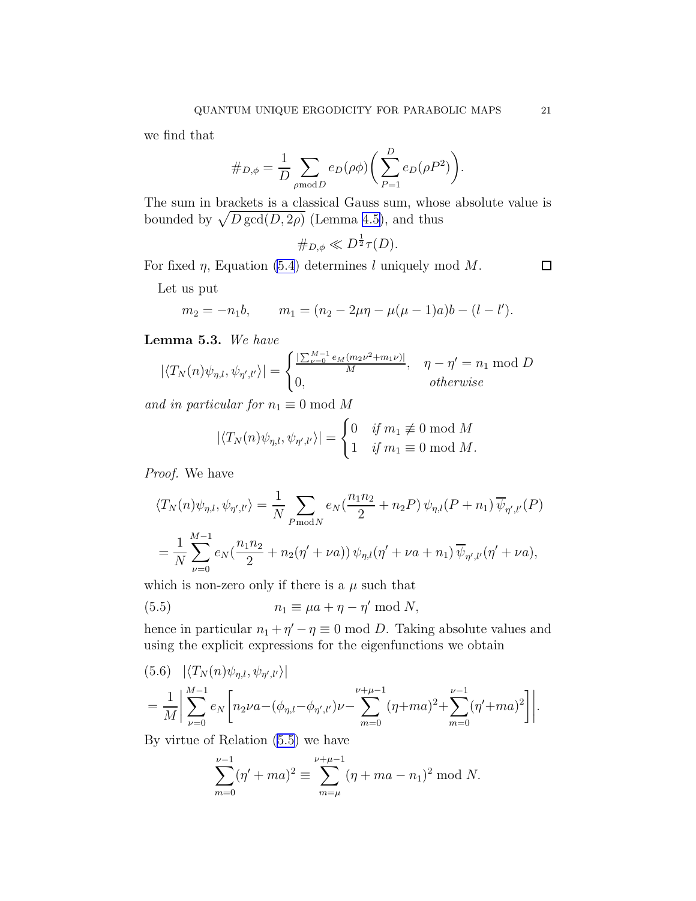we find that

$$\#_{D,\phi} = \frac{1}{D} \sum_{\rho \bmod D} e_D(\rho\phi) \bigg( \sum_{P=1}^{D} e_D(\rho P^2) \bigg).$$

The sum in brackets is a classical Gauss sum, whose absolute value is bounded by $\sqrt{D \gcd(D, 2\rho)}$ (Lemma 4.5), and thus

$$\#_{D,\phi} \ll D^{\frac{1}{2}} \tau(D).$$

For fixed $\eta$, Equation (5.4) determines $l$ uniquely mod $M$. $\square$

Let us put

$$m_2 = -n_1 b, \qquad m_1 = (n_2 - 2\mu\eta - \mu(\mu-1)a)b - (l - l').$$

**Lemma 5.3.** *We have*

$$|\langle T_N(n)\psi_{\eta,l}, \psi_{\eta',l'}\rangle| = \begin{cases} \frac{|\sum_{\nu=0}^{M-1} e_M(m_2\nu^2 + m_1\nu)|}{M}, & \eta - \eta' = n_1 \bmod D \\ 0, & \textit{otherwise} \end{cases}$$

*and in particular for* $n_1 \equiv 0 \bmod M$

$$|\langle T_N(n)\psi_{\eta,l}, \psi_{\eta',l'}\rangle| = \begin{cases} 0 & \textit{if } m_1 \not\equiv 0 \bmod M \\ 1 & \textit{if } m_1 \equiv 0 \bmod M. \end{cases}$$

*Proof.* We have

$$\langle T_N(n)\psi_{\eta,l}, \psi_{\eta',l'}\rangle = \frac{1}{N} \sum_{P \bmod N} e_N(\frac{n_1 n_2}{2} + n_2 P)\, \psi_{\eta,l}(P + n_1)\, \overline{\psi}_{\eta',l'}(P)$$

$$= \frac{1}{N} \sum_{\nu=0}^{M-1} e_N(\frac{n_1 n_2}{2} + n_2(\eta' + \nu a))\, \psi_{\eta,l}(\eta' + \nu a + n_1)\, \overline{\psi}_{\eta',l'}(\eta' + \nu a),$$

which is non-zero only if there is a $\mu$ such that

$$n_1 \equiv \mu a + \eta - \eta' \bmod N, \tag{5.5}$$

hence in particular $n_1 + \eta' - \eta \equiv 0 \bmod D$. Taking absolute values and using the explicit expressions for the eigenfunctions we obtain

$$\begin{aligned} &|\langle T_N(n)\psi_{\eta,l}, \psi_{\eta',l'}\rangle| \qquad (5.6) \\ &= \frac{1}{M} \bigg| \sum_{\nu=0}^{M-1} e_N \bigg[ n_2 \nu a - (\phi_{\eta,l} - \phi_{\eta',l'})\nu - \sum_{m=0}^{\nu+\mu-1} (\eta + ma)^2 + \sum_{m=0}^{\nu-1} (\eta' + ma)^2 \bigg] \bigg|. \end{aligned}$$

By virtue of Relation (5.5) we have

$$\sum_{m=0}^{\nu-1} (\eta' + ma)^2 \equiv \sum_{m=\mu}^{\nu+\mu-1} (\eta + ma - n_1)^2 \bmod N.$$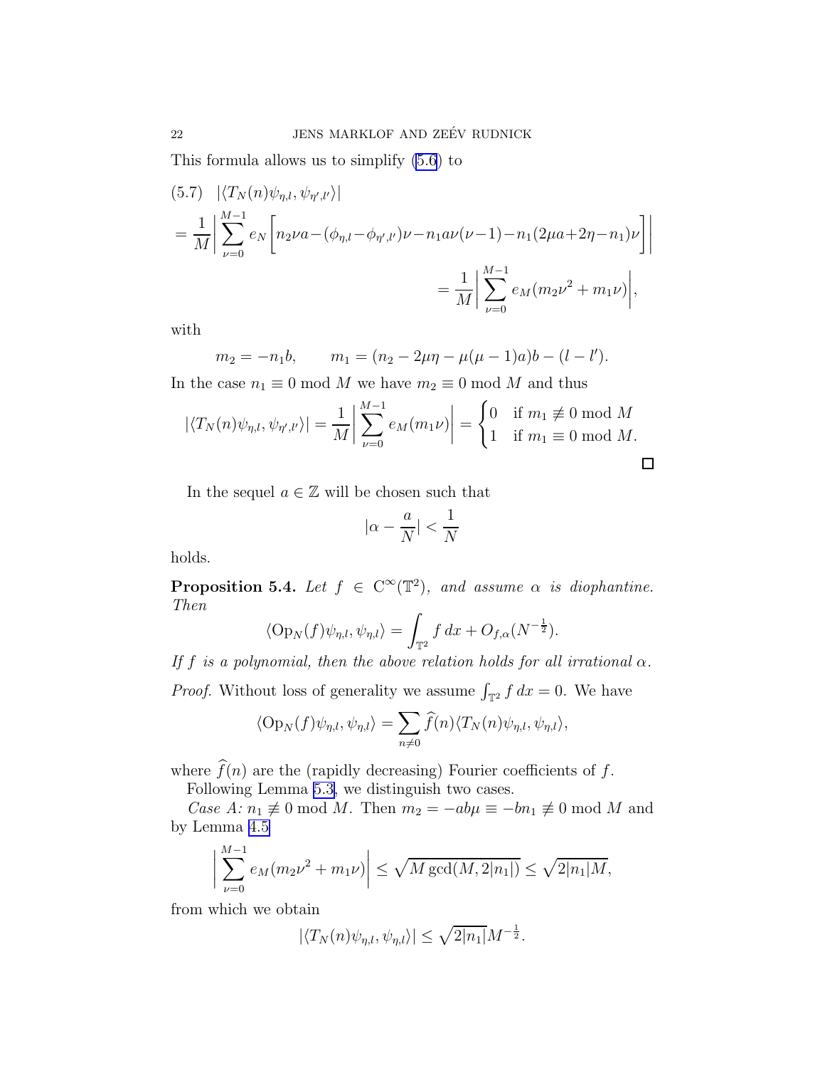This formula allows us to simplify (5.6) to

$$
\begin{aligned}
(5.7)\quad & |\langle T_N(n)\psi_{\eta,l}, \psi_{\eta',l'}\rangle| \\
&= \frac{1}{M}\Bigg| \sum_{\nu=0}^{M-1} e_N\Big[ n_2\nu a - (\phi_{\eta,l}-\phi_{\eta',l'})\nu - n_1 a\nu(\nu-1) - n_1(2\mu a + 2\eta - n_1)\nu \Big] \Bigg| \\
&= \frac{1}{M}\Bigg| \sum_{\nu=0}^{M-1} e_M(m_2\nu^2 + m_1\nu) \Bigg|,
\end{aligned}
$$

with

$$
m_2 = -n_1 b, \qquad m_1 = (n_2 - 2\mu\eta - \mu(\mu-1)a)b - (l-l').
$$

In the case $n_1 \equiv 0 \bmod M$ we have $m_2 \equiv 0 \bmod M$ and thus

$$
|\langle T_N(n)\psi_{\eta,l}, \psi_{\eta',l'}\rangle| = \frac{1}{M}\Bigg| \sum_{\nu=0}^{M-1} e_M(m_1\nu) \Bigg| = \begin{cases} 0 & \text{if } m_1 \not\equiv 0 \bmod M \\ 1 & \text{if } m_1 \equiv 0 \bmod M. \end{cases}
$$

□

In the sequel $a \in \mathbb{Z}$ will be chosen such that

$$
|\alpha - \frac{a}{N}| < \frac{1}{N}
$$

holds.

**Proposition 5.4.** *Let $f \in \mathrm{C}^\infty(\mathbb{T}^2)$, and assume $\alpha$ is diophantine. Then*

$$
\langle \mathrm{Op}_N(f)\psi_{\eta,l}, \psi_{\eta,l}\rangle = \int_{\mathbb{T}^2} f\, dx + O_{f,\alpha}(N^{-\frac{1}{2}}).
$$

*If $f$ is a polynomial, then the above relation holds for all irrational $\alpha$.*

*Proof.* Without loss of generality we assume $\int_{\mathbb{T}^2} f\, dx = 0$. We have

$$
\langle \mathrm{Op}_N(f)\psi_{\eta,l}, \psi_{\eta,l}\rangle = \sum_{n\neq 0} \widehat{f}(n) \langle T_N(n)\psi_{\eta,l}, \psi_{\eta,l}\rangle,
$$

where $\widehat{f}(n)$ are the (rapidly decreasing) Fourier coefficients of $f$.

Following Lemma 5.3, we distinguish two cases.

*Case A: $n_1 \not\equiv 0 \bmod M$.* Then $m_2 = -ab\mu \equiv -bn_1 \not\equiv 0 \bmod M$ and by Lemma 4.5

$$
\Bigg| \sum_{\nu=0}^{M-1} e_M(m_2\nu^2 + m_1\nu) \Bigg| \leq \sqrt{M \gcd(M, 2|n_1|)} \leq \sqrt{2|n_1| M},
$$

from which we obtain

$$
|\langle T_N(n)\psi_{\eta,l}, \psi_{\eta,l}\rangle| \leq \sqrt{2|n_1|}M^{-\frac{1}{2}}.
$$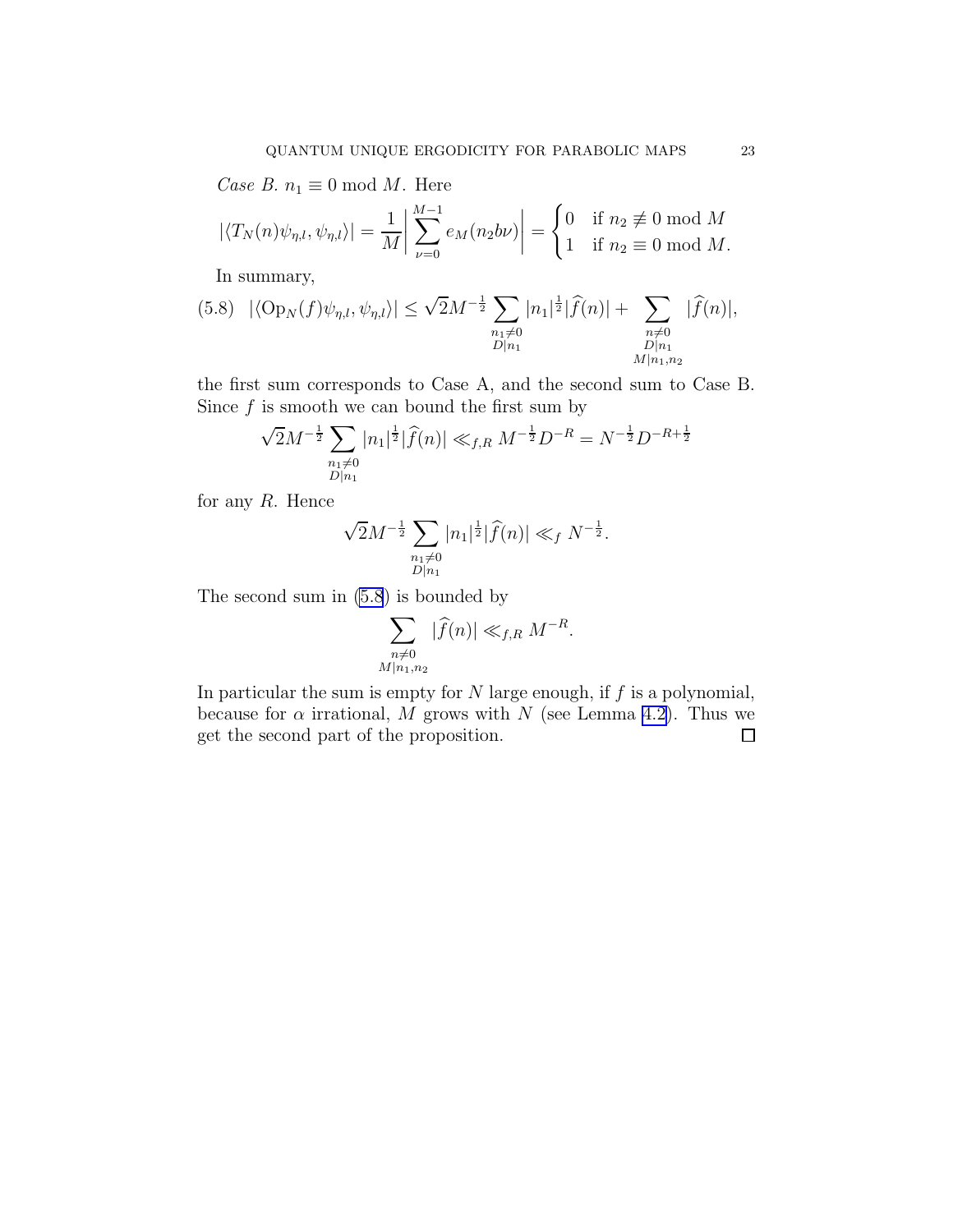*Case B.* $n_1 \equiv 0 \bmod M$. Here

$$|\langle T_N(n)\psi_{\eta,l}, \psi_{\eta,l}\rangle| = \frac{1}{M}\left|\sum_{\nu=0}^{M-1} e_M(n_2 b\nu)\right| = \begin{cases} 0 & \text{if } n_2 \not\equiv 0 \bmod M \\ 1 & \text{if } n_2 \equiv 0 \bmod M. \end{cases}$$

In summary,

$$|\langle \mathrm{Op}_N(f)\psi_{\eta,l}, \psi_{\eta,l}\rangle| \leq \sqrt{2}M^{-\frac{1}{2}} \sum_{\substack{n_1 \neq 0 \\ D|n_1}} |n_1|^{\frac{1}{2}} |\widehat{f}(n)| + \sum_{\substack{n \neq 0 \\ D|n_1 \\ M|n_1,n_2}} |\widehat{f}(n)|, \tag{5.8}$$

the first sum corresponds to Case A, and the second sum to Case B. Since $f$ is smooth we can bound the first sum by

$$\sqrt{2}M^{-\frac{1}{2}} \sum_{\substack{n_1 \neq 0 \\ D|n_1}} |n_1|^{\frac{1}{2}} |\widehat{f}(n)| \ll_{f,R} M^{-\frac{1}{2}} D^{-R} = N^{-\frac{1}{2}} D^{-R+\frac{1}{2}}$$

for any $R$. Hence

$$\sqrt{2}M^{-\frac{1}{2}} \sum_{\substack{n_1 \neq 0 \\ D|n_1}} |n_1|^{\frac{1}{2}} |\widehat{f}(n)| \ll_f N^{-\frac{1}{2}}.$$

The second sum in (5.8) is bounded by

$$\sum_{\substack{n \neq 0 \\ M|n_1,n_2}} |\widehat{f}(n)| \ll_{f,R} M^{-R}.$$

In particular the sum is empty for $N$ large enough, if $f$ is a polynomial, because for $\alpha$ irrational, $M$ grows with $N$ (see Lemma 4.2). Thus we get the second part of the proposition. □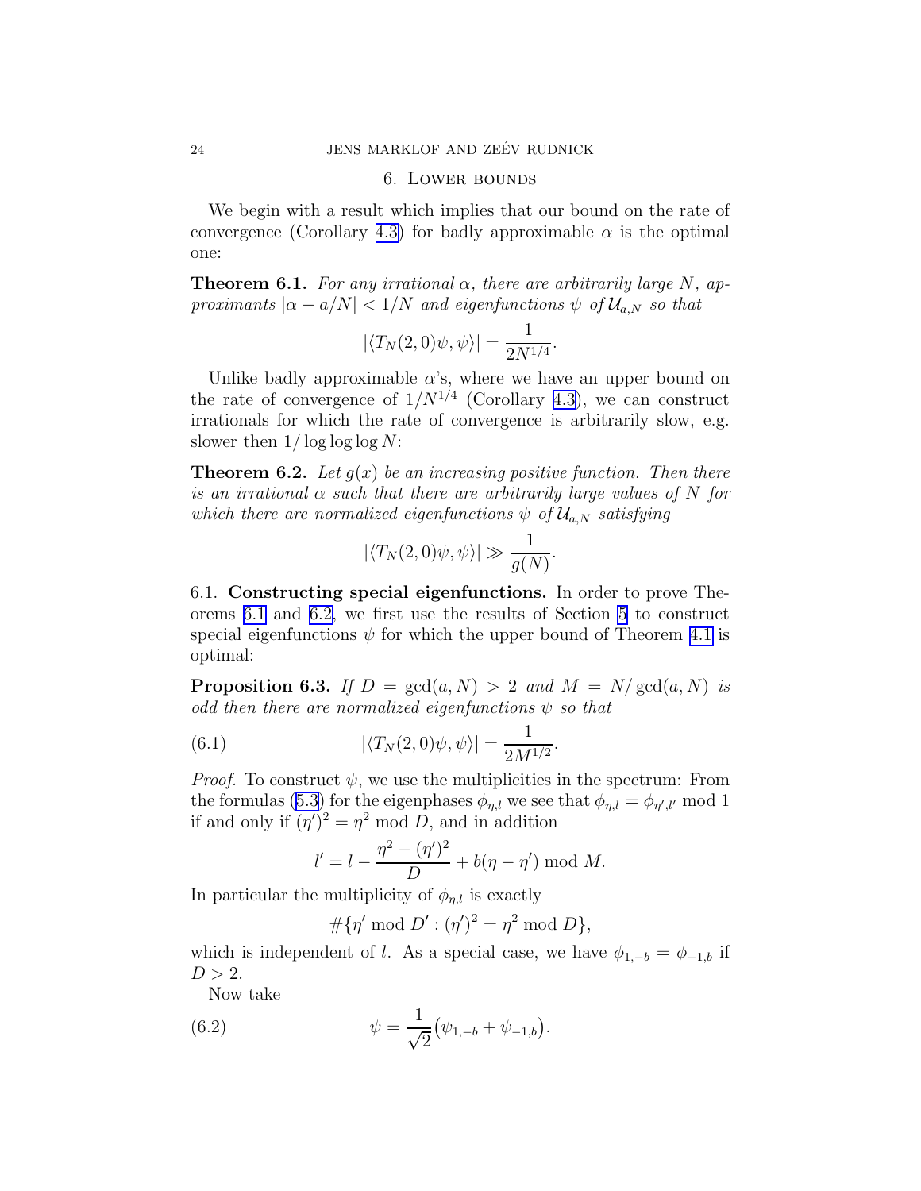## 6. Lower bounds

We begin with a result which implies that our bound on the rate of convergence (Corollary 4.3) for badly approximable $\alpha$ is the optimal one:

**Theorem 6.1.** *For any irrational $\alpha$, there are arbitrarily large $N$, approximants $|\alpha - a/N| < 1/N$ and eigenfunctions $\psi$ of $\mathcal{U}_{a,N}$ so that*

$$|\langle T_N(2,0)\psi, \psi\rangle| = \frac{1}{2N^{1/4}}.$$

Unlike badly approximable $\alpha$'s, where we have an upper bound on the rate of convergence of $1/N^{1/4}$ (Corollary 4.3), we can construct irrationals for which the rate of convergence is arbitrarily slow, e.g. slower then $1/\log\log\log N$:

**Theorem 6.2.** *Let $g(x)$ be an increasing positive function. Then there is an irrational $\alpha$ such that there are arbitrarily large values of $N$ for which there are normalized eigenfunctions $\psi$ of $\mathcal{U}_{a,N}$ satisfying*

$$|\langle T_N(2,0)\psi, \psi\rangle| \gg \frac{1}{g(N)}.$$

6.1. **Constructing special eigenfunctions.** In order to prove Theorems 6.1 and 6.2, we first use the results of Section 5 to construct special eigenfunctions $\psi$ for which the upper bound of Theorem 4.1 is optimal:

**Proposition 6.3.** *If $D = \gcd(a,N) > 2$ and $M = N/\gcd(a,N)$ is odd then there are normalized eigenfunctions $\psi$ so that*

$$|\langle T_N(2,0)\psi, \psi\rangle| = \frac{1}{2M^{1/2}}. \tag{6.1}$$

*Proof.* To construct $\psi$, we use the multiplicities in the spectrum: From the formulas (5.3) for the eigenphases $\phi_{\eta,l}$ we see that $\phi_{\eta,l} = \phi_{\eta',l'} \bmod 1$ if and only if $(\eta')^2 = \eta^2 \bmod D$, and in addition

$$l' = l - \frac{\eta^2 - (\eta')^2}{D} + b(\eta - \eta') \bmod M.$$

In particular the multiplicity of $\phi_{\eta,l}$ is exactly

$$\#\{\eta' \bmod D' : (\eta')^2 = \eta^2 \bmod D\},$$

which is independent of $l$. As a special case, we have $\phi_{1,-b} = \phi_{-1,b}$ if $D > 2$.

Now take

$$\psi = \frac{1}{\sqrt{2}}\big(\psi_{1,-b} + \psi_{-1,b}\big). \tag{6.2}$$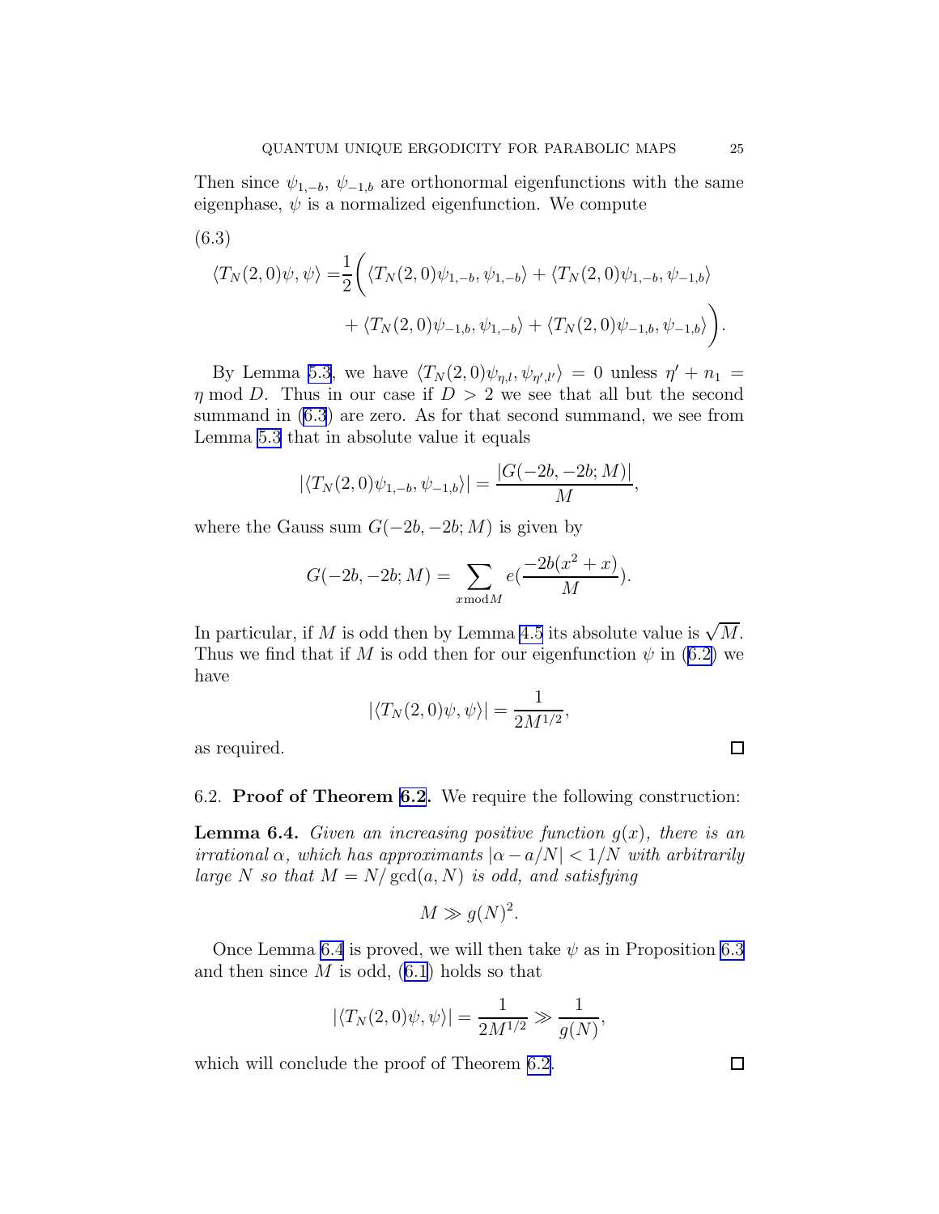Then since $\psi_{1,-b}$, $\psi_{-1,b}$ are orthonormal eigenfunctions with the same eigenphase, $\psi$ is a normalized eigenfunction. We compute

(6.3)

$$\begin{aligned}\langle T_N(2,0)\psi, \psi\rangle =& \frac{1}{2}\bigg( \langle T_N(2,0)\psi_{1,-b}, \psi_{1,-b}\rangle + \langle T_N(2,0)\psi_{1,-b}, \psi_{-1,b}\rangle \\ &+ \langle T_N(2,0)\psi_{-1,b}, \psi_{1,-b}\rangle + \langle T_N(2,0)\psi_{-1,b}, \psi_{-1,b}\rangle \bigg).\end{aligned}$$

By Lemma 5.3, we have $\langle T_N(2,0)\psi_{\eta,l}, \psi_{\eta',l'}\rangle = 0$ unless $\eta' + n_1 = \eta \bmod D$. Thus in our case if $D > 2$ we see that all but the second summand in (6.3) are zero. As for that second summand, we see from Lemma 5.3 that in absolute value it equals

$$|\langle T_N(2,0)\psi_{1,-b}, \psi_{-1,b}\rangle| = \frac{|G(-2b,-2b;M)|}{M},$$

where the Gauss sum $G(-2b,-2b;M)$ is given by

$$G(-2b,-2b;M) = \sum_{x \bmod M} e\left(\frac{-2b(x^2+x)}{M}\right).$$

In particular, if $M$ is odd then by Lemma 4.5 its absolute value is $\sqrt{M}$. Thus we find that if $M$ is odd then for our eigenfunction $\psi$ in (6.2) we have

$$|\langle T_N(2,0)\psi, \psi\rangle| = \frac{1}{2M^{1/2}},$$

as required. □

6.2. **Proof of Theorem 6.2.** We require the following construction:

**Lemma 6.4.** *Given an increasing positive function $g(x)$, there is an irrational $\alpha$, which has approximants $|\alpha - a/N| < 1/N$ with arbitrarily large $N$ so that $M = N/\gcd(a,N)$ is odd, and satisfying*

$$M \gg g(N)^2.$$

Once Lemma 6.4 is proved, we will then take $\psi$ as in Proposition 6.3 and then since $M$ is odd, (6.1) holds so that

$$|\langle T_N(2,0)\psi, \psi\rangle| = \frac{1}{2M^{1/2}} \gg \frac{1}{g(N)},$$

which will conclude the proof of Theorem 6.2. □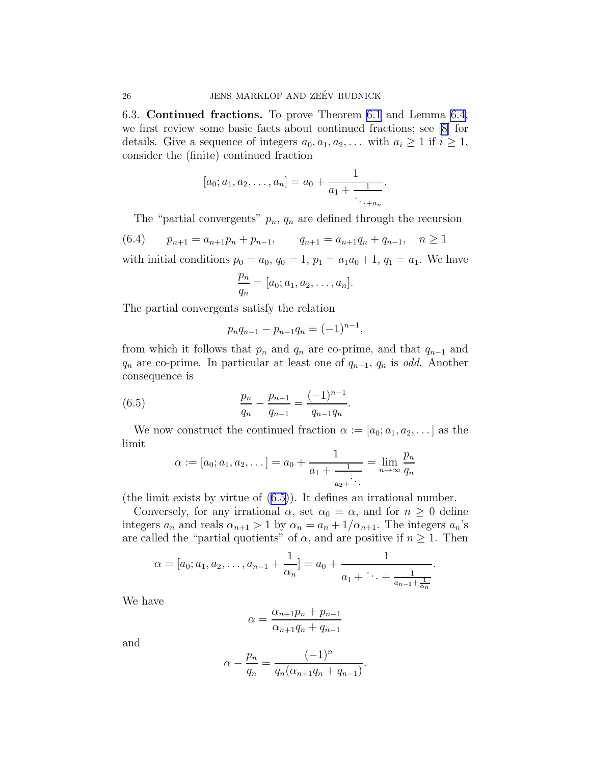6.3. **Continued fractions.** To prove Theorem 6.1 and Lemma 6.4, we first review some basic facts about continued fractions; see [8] for details. Give a sequence of integers $a_0, a_1, a_2, \dots$ with $a_i \geq 1$ if $i \geq 1$, consider the (finite) continued fraction

$$[a_0; a_1, a_2, \dots, a_n] = a_0 + \cfrac{1}{a_1 + \cfrac{1}{\ddots + a_n}}.$$

The "partial convergents" $p_n$, $q_n$ are defined through the recursion

$$p_{n+1} = a_{n+1} p_n + p_{n-1}, \qquad q_{n+1} = a_{n+1} q_n + q_{n-1}, \quad n \geq 1 \tag{6.4}$$

with initial conditions $p_0 = a_0$, $q_0 = 1$, $p_1 = a_1 a_0 + 1$, $q_1 = a_1$. We have

$$\frac{p_n}{q_n} = [a_0; a_1, a_2, \dots, a_n].$$

The partial convergents satisfy the relation

$$p_n q_{n-1} - p_{n-1} q_n = (-1)^{n-1},$$

from which it follows that $p_n$ and $q_n$ are co-prime, and that $q_{n-1}$ and $q_n$ are co-prime. In particular at least one of $q_{n-1}$, $q_n$ is *odd*. Another consequence is

$$\frac{p_n}{q_n} - \frac{p_{n-1}}{q_{n-1}} = \frac{(-1)^{n-1}}{q_{n-1} q_n}. \tag{6.5}$$

We now construct the continued fraction $\alpha := [a_0; a_1, a_2, \dots]$ as the limit

$$\alpha := [a_0; a_1, a_2, \dots] = a_0 + \cfrac{1}{a_1 + \cfrac{1}{a_2 + \ddots}} = \lim_{n \to \infty} \frac{p_n}{q_n}$$

(the limit exists by virtue of (6.5)). It defines an irrational number.

Conversely, for any irrational $\alpha$, set $\alpha_0 = \alpha$, and for $n \geq 0$ define integers $a_n$ and reals $\alpha_{n+1} > 1$ by $\alpha_n = a_n + 1/\alpha_{n+1}$. The integers $a_n$'s are called the "partial quotients" of $\alpha$, and are positive if $n \geq 1$. Then

$$\alpha = [a_0; a_1, a_2, \dots, a_{n-1} + \frac{1}{\alpha_n}] = a_0 + \cfrac{1}{a_1 + \ddots + \cfrac{1}{a_{n-1} + \frac{1}{\alpha_n}}}.$$

We have

$$\alpha = \frac{\alpha_{n+1} p_n + p_{n-1}}{\alpha_{n+1} q_n + q_{n-1}}$$

and

$$\alpha - \frac{p_n}{q_n} = \frac{(-1)^n}{q_n(\alpha_{n+1} q_n + q_{n-1})}.$$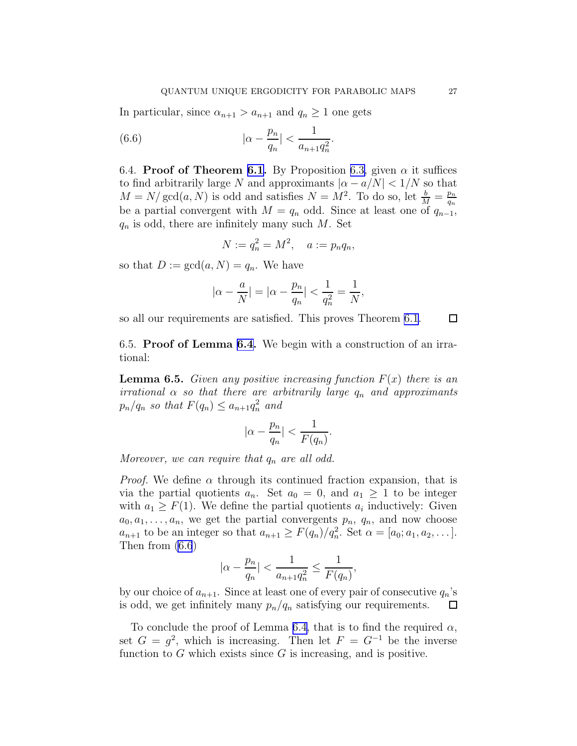In particular, since $\alpha_{n+1} > a_{n+1}$ and $q_n \geq 1$ one gets

$$|\alpha - \frac{p_n}{q_n}| < \frac{1}{a_{n+1}q_n^2}. \tag{6.6}$$

6.4. **Proof of Theorem 6.1.** By Proposition 6.3, given $\alpha$ it suffices to find arbitrarily large $N$ and approximants $|\alpha - a/N| < 1/N$ so that $M = N/\gcd(a, N)$ is odd and satisfies $N = M^2$. To do so, let $\frac{b}{M} = \frac{p_n}{q_n}$ be a partial convergent with $M = q_n$ odd. Since at least one of $q_{n-1}$, $q_n$ is odd, there are infinitely many such $M$. Set

$$N := q_n^2 = M^2, \quad a := p_n q_n,$$

so that $D := \gcd(a, N) = q_n$. We have

$$|\alpha - \frac{a}{N}| = |\alpha - \frac{p_n}{q_n}| < \frac{1}{q_n^2} = \frac{1}{N},$$

so all our requirements are satisfied. This proves Theorem 6.1. □

6.5. **Proof of Lemma 6.4.** We begin with a construction of an irrational:

**Lemma 6.5.** *Given any positive increasing function $F(x)$ there is an irrational $\alpha$ so that there are arbitrarily large $q_n$ and approximants $p_n/q_n$ so that $F(q_n) \leq a_{n+1}q_n^2$ and*

$$|\alpha - \frac{p_n}{q_n}| < \frac{1}{F(q_n)}.$$

*Moreover, we can require that $q_n$ are all odd.*

*Proof.* We define $\alpha$ through its continued fraction expansion, that is via the partial quotients $a_n$. Set $a_0 = 0$, and $a_1 \geq 1$ to be integer with $a_1 \geq F(1)$. We define the partial quotients $a_i$ inductively: Given $a_0, a_1, \dots, a_n$, we get the partial convergents $p_n$, $q_n$, and now choose $a_{n+1}$ to be an integer so that $a_{n+1} \geq F(q_n)/q_n^2$. Set $\alpha = [a_0; a_1, a_2, \dots]$. Then from (6.6)

$$|\alpha - \frac{p_n}{q_n}| < \frac{1}{a_{n+1}q_n^2} \leq \frac{1}{F(q_n)},$$

by our choice of $a_{n+1}$. Since at least one of every pair of consecutive $q_n$'s is odd, we get infinitely many $p_n/q_n$ satisfying our requirements. □

To conclude the proof of Lemma 6.4, that is to find the required $\alpha$, set $G = g^2$, which is increasing. Then let $F = G^{-1}$ be the inverse function to $G$ which exists since $G$ is increasing, and is positive.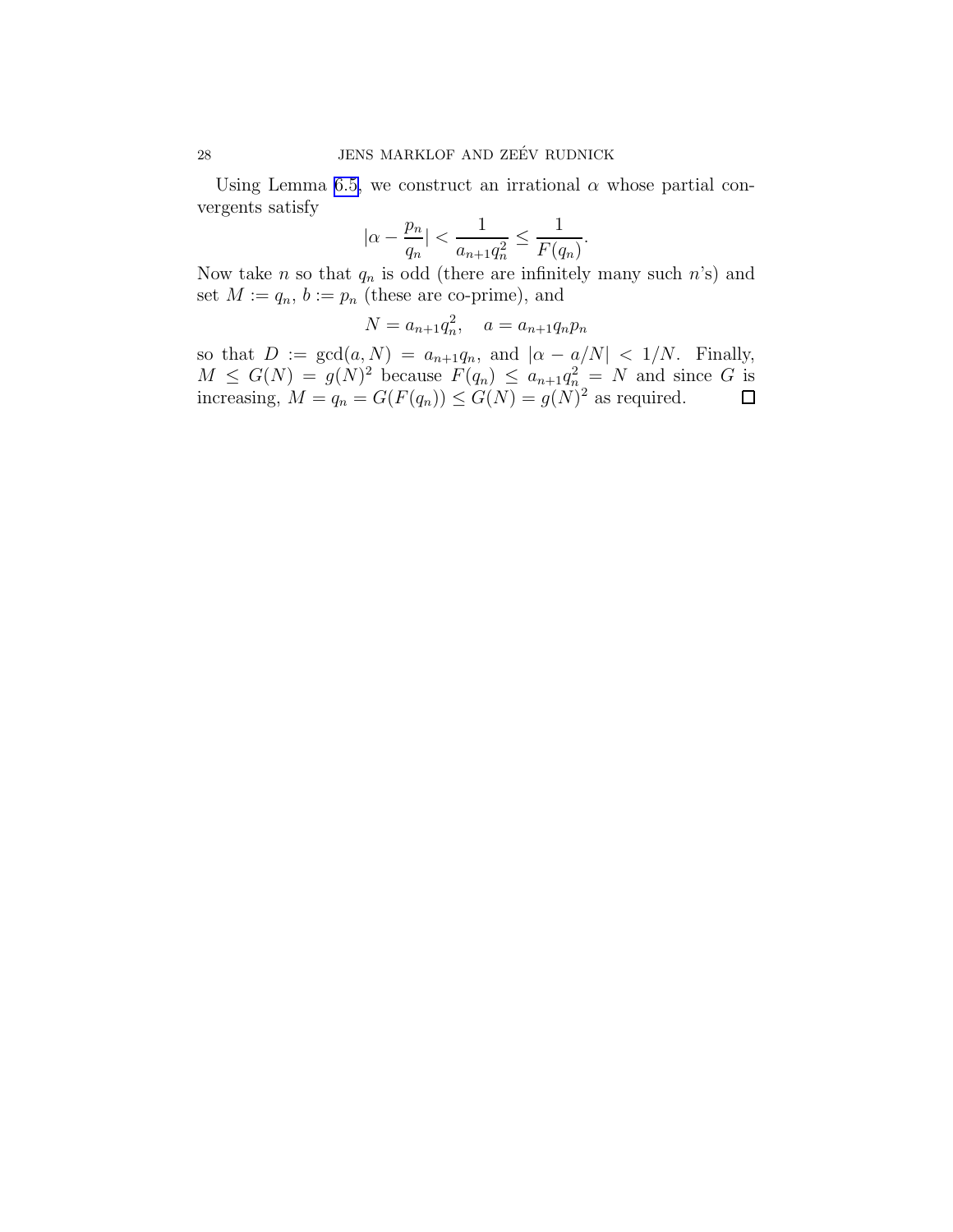Using Lemma 6.5, we construct an irrational $\alpha$ whose partial convergents satisfy

$$|\alpha - \frac{p_n}{q_n}| < \frac{1}{a_{n+1}q_n^2} \leq \frac{1}{F(q_n)}.$$

Now take $n$ so that $q_n$ is odd (there are infinitely many such $n$'s) and set $M := q_n$, $b := p_n$ (these are co-prime), and

$$N = a_{n+1}q_n^2, \quad a = a_{n+1}q_n p_n$$

so that $D := \gcd(a, N) = a_{n+1}q_n$, and $|\alpha - a/N| < 1/N$. Finally, $M \leq G(N) = g(N)^2$ because $F(q_n) \leq a_{n+1}q_n^2 = N$ and since $G$ is increasing, $M = q_n = G(F(q_n)) \leq G(N) = g(N)^2$ as required. □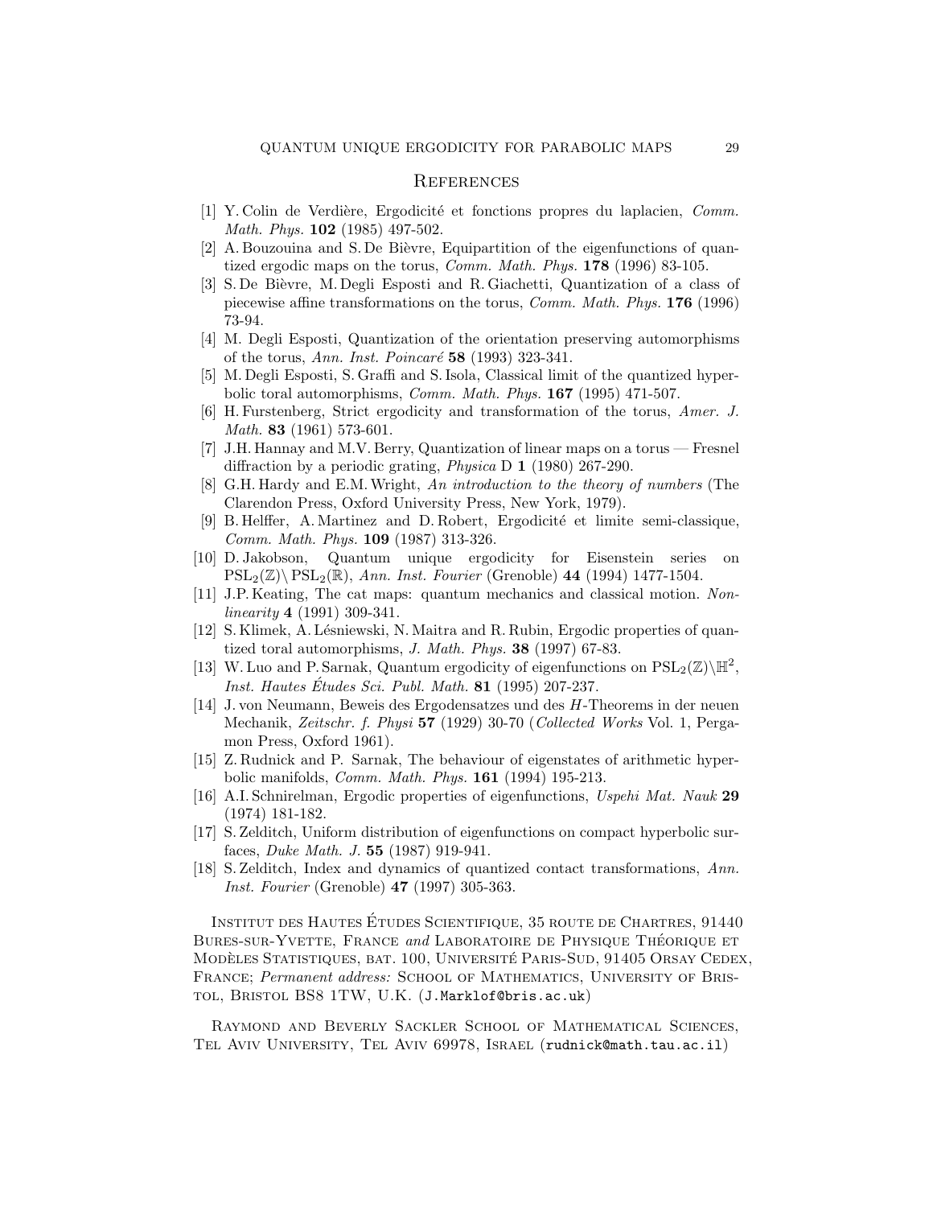## References

[1] Y. Colin de Verdière, Ergodicité et fonctions propres du laplacien, *Comm. Math. Phys.* **102** (1985) 497-502.

[2] A. Bouzouina and S. De Bièvre, Equipartition of the eigenfunctions of quantized ergodic maps on the torus, *Comm. Math. Phys.* **178** (1996) 83-105.

[3] S. De Bièvre, M. Degli Esposti and R. Giachetti, Quantization of a class of piecewise affine transformations on the torus, *Comm. Math. Phys.* **176** (1996) 73-94.

[4] M. Degli Esposti, Quantization of the orientation preserving automorphisms of the torus, *Ann. Inst. Poincaré* **58** (1993) 323-341.

[5] M. Degli Esposti, S. Graffi and S. Isola, Classical limit of the quantized hyperbolic toral automorphisms, *Comm. Math. Phys.* **167** (1995) 471-507.

[6] H. Furstenberg, Strict ergodicity and transformation of the torus, *Amer. J. Math.* **83** (1961) 573-601.

[7] J.H. Hannay and M.V. Berry, Quantization of linear maps on a torus — Fresnel diffraction by a periodic grating, *Physica* D **1** (1980) 267-290.

[8] G.H. Hardy and E.M. Wright, *An introduction to the theory of numbers* (The Clarendon Press, Oxford University Press, New York, 1979).

[9] B. Helffer, A. Martinez and D. Robert, Ergodicité et limite semi-classique, *Comm. Math. Phys.* **109** (1987) 313-326.

[10] D. Jakobson, Quantum unique ergodicity for Eisenstein series on $\mathrm{PSL}_2(\mathbb{Z})\backslash \mathrm{PSL}_2(\mathbb{R})$, *Ann. Inst. Fourier* (Grenoble) **44** (1994) 1477-1504.

[11] J.P. Keating, The cat maps: quantum mechanics and classical motion. *Nonlinearity* **4** (1991) 309-341.

[12] S. Klimek, A. Lésniewski, N. Maitra and R. Rubin, Ergodic properties of quantized toral automorphisms, *J. Math. Phys.* **38** (1997) 67-83.

[13] W. Luo and P. Sarnak, Quantum ergodicity of eigenfunctions on $\mathrm{PSL}_2(\mathbb{Z})\backslash\mathbb{H}^2$, *Inst. Hautes Études Sci. Publ. Math.* **81** (1995) 207-237.

[14] J. von Neumann, Beweis des Ergodensatzes und des $H$-Theorems in der neuen Mechanik, *Zeitschr. f. Physi* **57** (1929) 30-70 (*Collected Works* Vol. 1, Pergamon Press, Oxford 1961).

[15] Z. Rudnick and P. Sarnak, The behaviour of eigenstates of arithmetic hyperbolic manifolds, *Comm. Math. Phys.* **161** (1994) 195-213.

[16] A.I. Schnirelman, Ergodic properties of eigenfunctions, *Uspehi Mat. Nauk* **29** (1974) 181-182.

[17] S. Zelditch, Uniform distribution of eigenfunctions on compact hyperbolic surfaces, *Duke Math. J.* **55** (1987) 919-941.

[18] S. Zelditch, Index and dynamics of quantized contact transformations, *Ann. Inst. Fourier* (Grenoble) **47** (1997) 305-363.

Institut des Hautes Études Scientifique, 35 route de Chartres, 91440 Bures-sur-Yvette, France *and* Laboratoire de Physique Théorique et Modèles Statistiques, bat. 100, Université Paris-Sud, 91405 Orsay Cedex, France; *Permanent address:* School of Mathematics, University of Bristol, Bristol BS8 1TW, U.K. (`J.Marklof@bris.ac.uk`)

Raymond and Beverly Sackler School of Mathematical Sciences, Tel Aviv University, Tel Aviv 69978, Israel (`rudnick@math.tau.ac.il`)